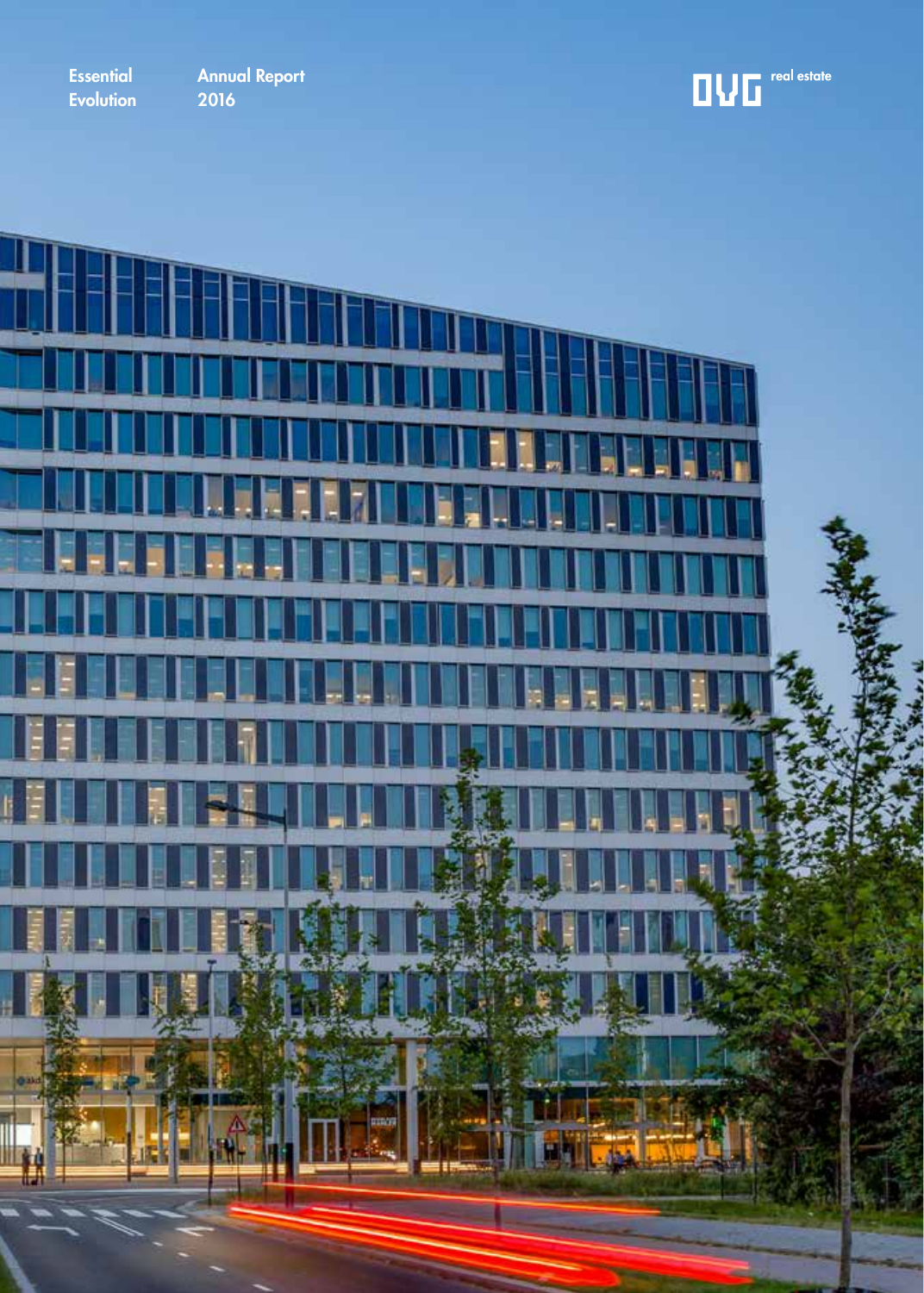Essential Evolution

Annual Report 2016

OVG real estate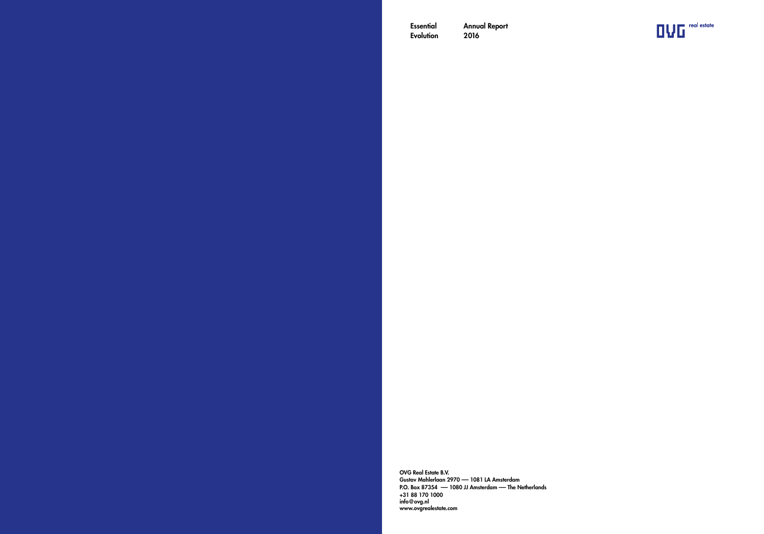Essential Evolution

Annual Report 2016

OVG real estate

OVG Real Estate B.V.
Gustav Mahlerlaan 2970 — 1081 LA Amsterdam
P.O. Box 87354 — 1080 JJ Amsterdam — The Netherlands
+31 88 170 1000
info@ovg.nl
www.ovgrealestate.com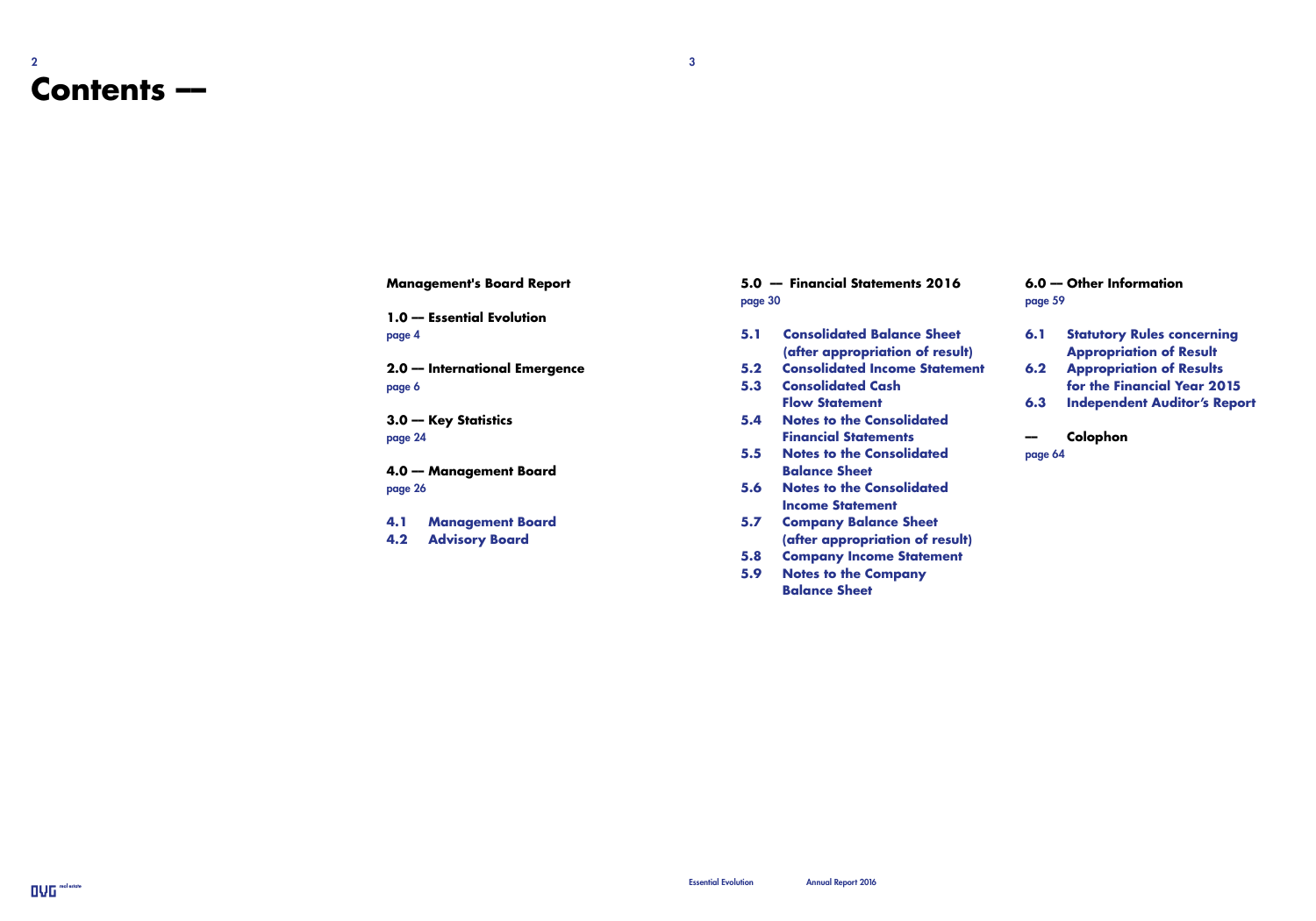# Contents —

**Management's Board Report**

**1.0 — Essential Evolution**
page 4

**2.0 — International Emergence**
page 6

**3.0 — Key Statistics**
page 24

**4.0 — Management Board**
page 26

- **4.1 Management Board**
- **4.2 Advisory Board**

**5.0 — Financial Statements 2016**
page 30

- **5.1 Consolidated Balance Sheet (after appropriation of result)**
- **5.2 Consolidated Income Statement**
- **5.3 Consolidated Cash Flow Statement**
- **5.4 Notes to the Consolidated Financial Statements**
- **5.5 Notes to the Consolidated Balance Sheet**
- **5.6 Notes to the Consolidated Income Statement**
- **5.7 Company Balance Sheet (after appropriation of result)**
- **5.8 Company Income Statement**
- **5.9 Notes to the Company Balance Sheet**

**6.0 — Other Information**
page 59

- **6.1 Statutory Rules concerning Appropriation of Result**
- **6.2 Appropriation of Results for the Financial Year 2015**
- **6.3 Independent Auditor's Report**

**— Colophon**
page 64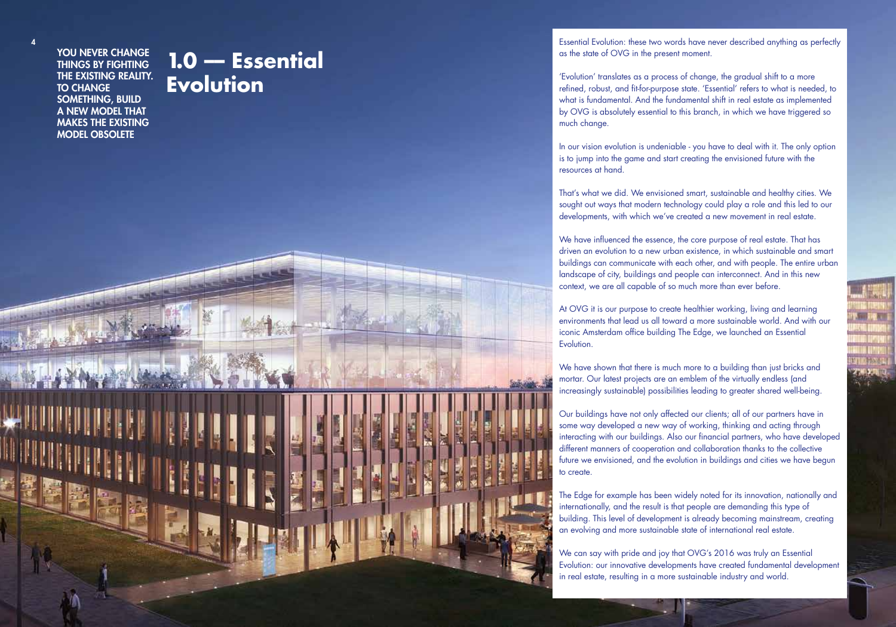YOU NEVER CHANGE THINGS BY FIGHTING THE EXISTING REALITY. TO CHANGE SOMETHING, BUILD A NEW MODEL THAT MAKES THE EXISTING MODEL OBSOLETE

# 1.0 — Essential Evolution

Essential Evolution: these two words have never described anything as perfectly as the state of OVG in the present moment.

'Evolution' translates as a process of change, the gradual shift to a more refined, robust, and fit-for-purpose state. 'Essential' refers to what is needed, to what is fundamental. And the fundamental shift in real estate as implemented by OVG is absolutely essential to this branch, in which we have triggered so much change.

In our vision evolution is undeniable - you have to deal with it. The only option is to jump into the game and start creating the envisioned future with the resources at hand.

That's what we did. We envisioned smart, sustainable and healthy cities. We sought out ways that modern technology could play a role and this led to our developments, with which we've created a new movement in real estate.

We have influenced the essence, the core purpose of real estate. That has driven an evolution to a new urban existence, in which sustainable and smart buildings can communicate with each other, and with people. The entire urban landscape of city, buildings and people can interconnect. And in this new context, we are all capable of so much more than ever before.

At OVG it is our purpose to create healthier working, living and learning environments that lead us all toward a more sustainable world. And with our iconic Amsterdam office building The Edge, we launched an Essential Evolution.

We have shown that there is much more to a building than just bricks and mortar. Our latest projects are an emblem of the virtually endless (and increasingly sustainable) possibilities leading to greater shared well-being.

Our buildings have not only affected our clients; all of our partners have in some way developed a new way of working, thinking and acting through interacting with our buildings. Also our financial partners, who have developed different manners of cooperation and collaboration thanks to the collective future we envisioned, and the evolution in buildings and cities we have begun to create.

The Edge for example has been widely noted for its innovation, nationally and internationally, and the result is that people are demanding this type of building. This level of development is already becoming mainstream, creating an evolving and more sustainable state of international real estate.

We can say with pride and joy that OVG's 2016 was truly an Essential Evolution: our innovative developments have created fundamental development in real estate, resulting in a more sustainable industry and world.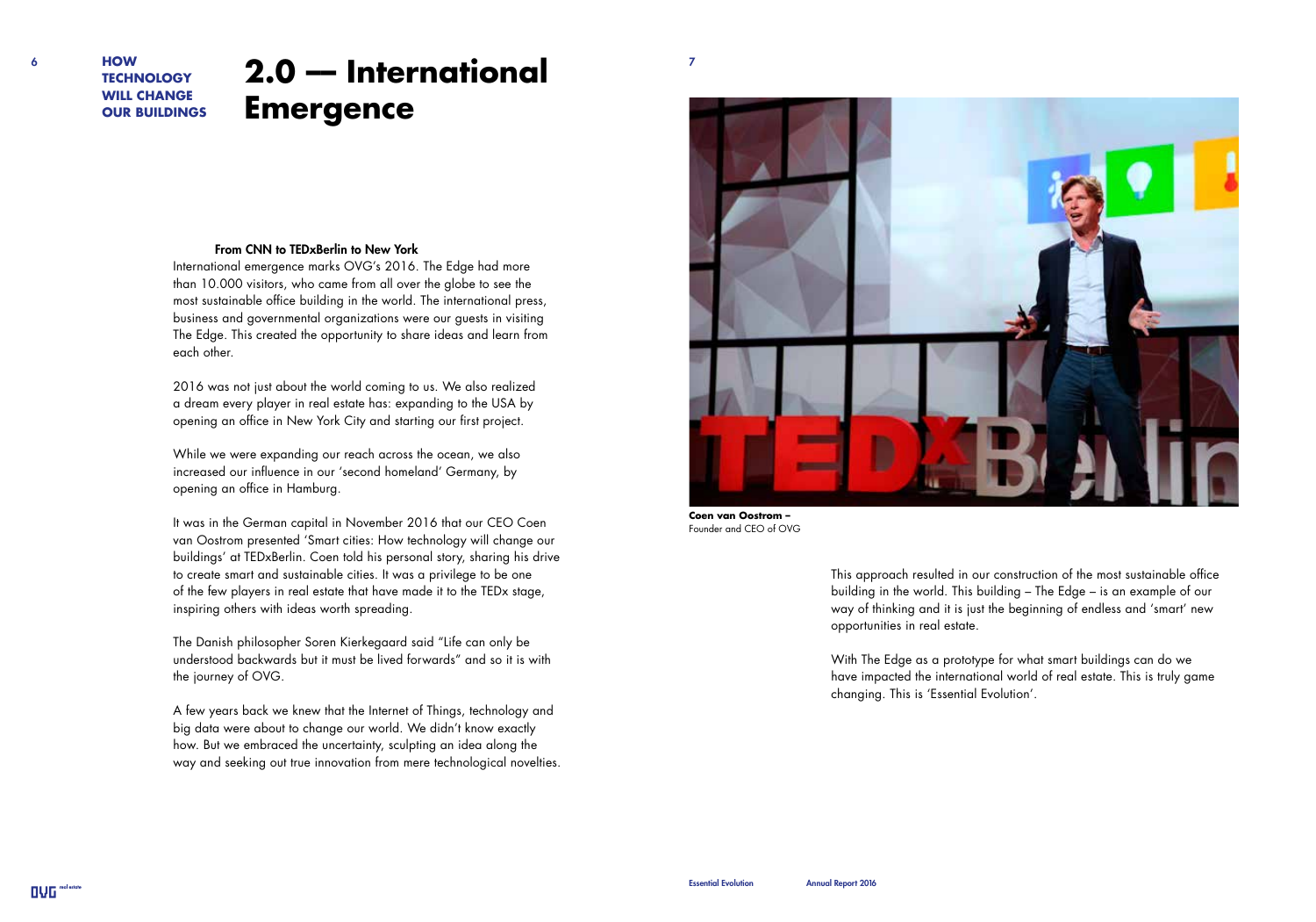# 2.0 — International Emergence

### From CNN to TEDxBerlin to New York

International emergence marks OVG's 2016. The Edge had more than 10.000 visitors, who came from all over the globe to see the most sustainable office building in the world. The international press, business and governmental organizations were our guests in visiting The Edge. This created the opportunity to share ideas and learn from each other.

2016 was not just about the world coming to us. We also realized a dream every player in real estate has: expanding to the USA by opening an office in New York City and starting our first project.

While we were expanding our reach across the ocean, we also increased our influence in our 'second homeland' Germany, by opening an office in Hamburg.

It was in the German capital in November 2016 that our CEO Coen van Oostrom presented 'Smart cities: How technology will change our buildings' at TEDxBerlin. Coen told his personal story, sharing his drive to create smart and sustainable cities. It was a privilege to be one of the few players in real estate that have made it to the TEDx stage, inspiring others with ideas worth spreading.

The Danish philosopher Soren Kierkegaard said "Life can only be understood backwards but it must be lived forwards" and so it is with the journey of OVG.

A few years back we knew that the Internet of Things, technology and big data were about to change our world. We didn't know exactly how. But we embraced the uncertainty, sculpting an idea along the way and seeking out true innovation from mere technological novelties.

**Coen van Oostrom –**
Founder and CEO of OVG

This approach resulted in our construction of the most sustainable office building in the world. This building – The Edge – is an example of our way of thinking and it is just the beginning of endless and 'smart' new opportunities in real estate.

With The Edge as a prototype for what smart buildings can do we have impacted the international world of real estate. This is truly game changing. This is 'Essential Evolution'.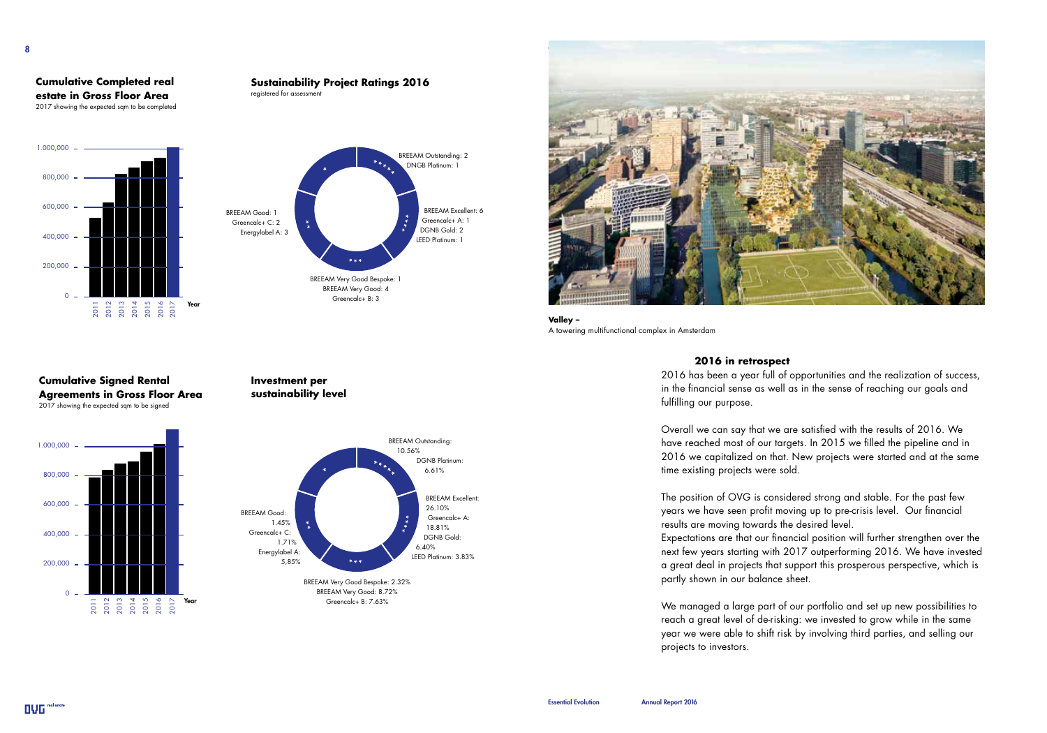## Cumulative Completed real estate in Gross Floor Area

2017 showing the expected sqm to be completed

## Sustainability Project Ratings 2016

registered for assessment

- BREEAM Outstanding: 2, DNGB Platinum: 1
- BREEAM Excellent: 6, Greencalc+ A: 1, DGNB Gold: 2, LEED Platinum: 1
- BREEAM Very Good Bespoke: 1, BREEAM Very Good: 4, Greencalc+ B: 3
- BREEAM Good: 1, Greencalc+ C: 2, Energylabel A: 3

**Valley –**
A towering multifunctional complex in Amsterdam

## Cumulative Signed Rental Agreements in Gross Floor Area

2017 showing the expected sqm to be signed

## Investment per sustainability level

- BREEAM Outstanding: 10.56%, DGNB Platinum: 6.61%
- BREEAM Excellent: 26.10%, Greencalc+ A: 18.81%, DGNB Gold: 6.40%, LEED Platinum: 3.83%
- BREEAM Very Good Bespoke: 2.32%, BREEAM Very Good: 8.72%, Greencalc+ B: 7.63%
- BREEAM Good: 1.45%, Greencalc+ C: 1.71%, Energylabel A: 5,85%

## 2016 in retrospect

2016 has been a year full of opportunities and the realization of success, in the financial sense as well as in the sense of reaching our goals and fulfilling our purpose.

Overall we can say that we are satisfied with the results of 2016. We have reached most of our targets. In 2015 we filled the pipeline and in 2016 we capitalized on that. New projects were started and at the same time existing projects were sold.

The position of OVG is considered strong and stable. For the past few years we have seen profit moving up to pre-crisis level. Our financial results are moving towards the desired level.
Expectations are that our financial position will further strengthen over the next few years starting with 2017 outperforming 2016. We have invested a great deal in projects that support this prosperous perspective, which is partly shown in our balance sheet.

We managed a large part of our portfolio and set up new possibilities to reach a great level of de-risking: we invested to grow while in the same year we were able to shift risk by involving third parties, and selling our projects to investors.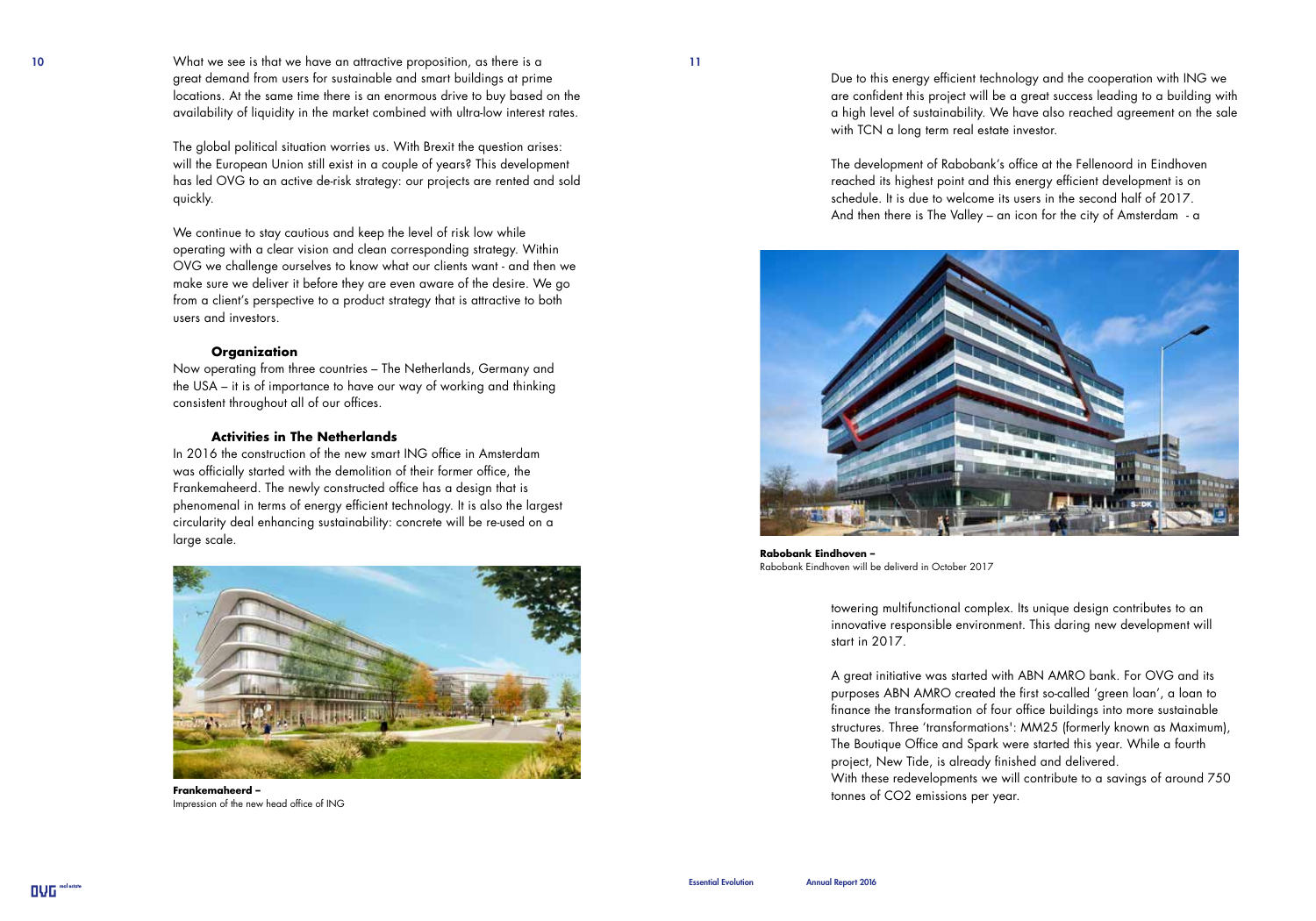What we see is that we have an attractive proposition, as there is a great demand from users for sustainable and smart buildings at prime locations. At the same time there is an enormous drive to buy based on the availability of liquidity in the market combined with ultra-low interest rates.

The global political situation worries us. With Brexit the question arises: will the European Union still exist in a couple of years? This development has led OVG to an active de-risk strategy: our projects are rented and sold quickly.

We continue to stay cautious and keep the level of risk low while operating with a clear vision and clean corresponding strategy. Within OVG we challenge ourselves to know what our clients want - and then we make sure we deliver it before they are even aware of the desire. We go from a client's perspective to a product strategy that is attractive to both users and investors.

### Organization

Now operating from three countries – The Netherlands, Germany and the USA – it is of importance to have our way of working and thinking consistent throughout all of our offices.

### Activities in The Netherlands

In 2016 the construction of the new smart ING office in Amsterdam was officially started with the demolition of their former office, the Frankemaheerd. The newly constructed office has a design that is phenomenal in terms of energy efficient technology. It is also the largest circularity deal enhancing sustainability: concrete will be re-used on a large scale.

**Frankemaheerd –**
Impression of the new head office of ING

Due to this energy efficient technology and the cooperation with ING we are confident this project will be a great success leading to a building with a high level of sustainability. We have also reached agreement on the sale with TCN a long term real estate investor.

The development of Rabobank's office at the Fellenoord in Eindhoven reached its highest point and this energy efficient development is on schedule. It is due to welcome its users in the second half of 2017. And then there is The Valley – an icon for the city of Amsterdam - a towering multifunctional complex. Its unique design contributes to an innovative responsible environment. This daring new development will start in 2017.

**Rabobank Eindhoven –**
Rabobank Eindhoven will be deliverd in October 2017

A great initiative was started with ABN AMRO bank. For OVG and its purposes ABN AMRO created the first so-called 'green loan', a loan to finance the transformation of four office buildings into more sustainable structures. Three 'transformations': MM25 (formerly known as Maximum), The Boutique Office and Spark were started this year. While a fourth project, New Tide, is already finished and delivered.
With these redevelopments we will contribute to a savings of around 750 tonnes of $CO_2$ emissions per year.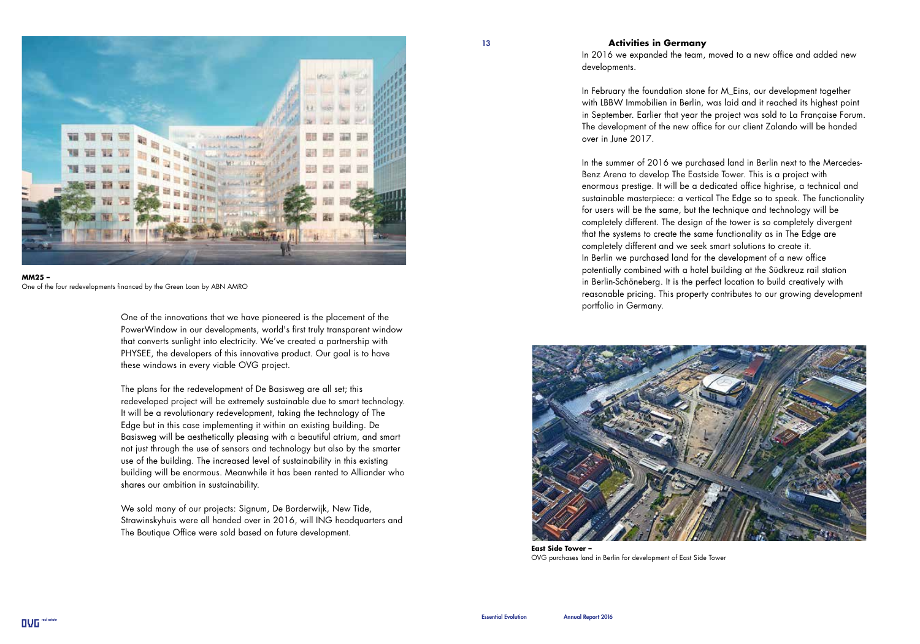**MM25 –**
One of the four redevelopments financed by the Green Loan by ABN AMRO

One of the innovations that we have pioneered is the placement of the PowerWindow in our developments, world's first truly transparent window that converts sunlight into electricity. We've created a partnership with PHYSEE, the developers of this innovative product. Our goal is to have these windows in every viable OVG project.

The plans for the redevelopment of De Basisweg are all set; this redeveloped project will be extremely sustainable due to smart technology. It will be a revolutionary redevelopment, taking the technology of The Edge but in this case implementing it within an existing building. De Basisweg will be aesthetically pleasing with a beautiful atrium, and smart not just through the use of sensors and technology but also by the smarter use of the building. The increased level of sustainability in this existing building will be enormous. Meanwhile it has been rented to Alliander who shares our ambition in sustainability.

We sold many of our projects: Signum, De Borderwijk, New Tide, Strawinskyhuis were all handed over in 2016, will ING headquarters and The Boutique Office were sold based on future development.

## Activities in Germany

In 2016 we expanded the team, moved to a new office and added new developments.

In February the foundation stone for M_Eins, our development together with LBBW Immobilien in Berlin, was laid and it reached its highest point in September. Earlier that year the project was sold to La Française Forum. The development of the new office for our client Zalando will be handed over in June 2017.

In the summer of 2016 we purchased land in Berlin next to the Mercedes-Benz Arena to develop The Eastside Tower. This is a project with enormous prestige. It will be a dedicated office highrise, a technical and sustainable masterpiece: a vertical The Edge so to speak. The functionality for users will be the same, but the technique and technology will be completely different. The design of the tower is so completely divergent that the systems to create the same functionality as in The Edge are completely different and we seek smart solutions to create it.
In Berlin we purchased land for the development of a new office potentially combined with a hotel building at the Südkreuz rail station in Berlin-Schöneberg. It is the perfect location to build creatively with reasonable pricing. This property contributes to our growing development portfolio in Germany.

**East Side Tower –**
OVG purchases land in Berlin for development of East Side Tower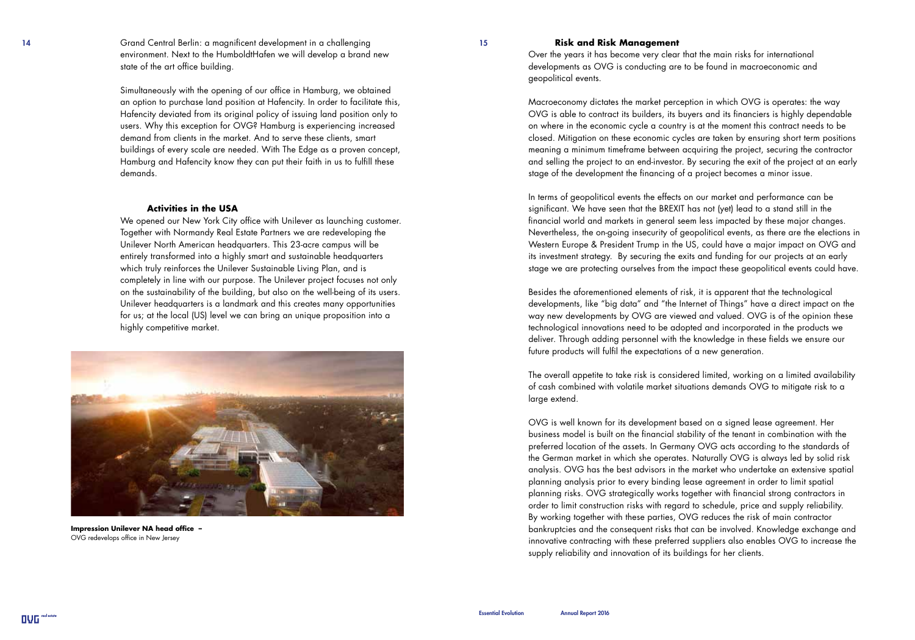Grand Central Berlin: a magnificent development in a challenging environment. Next to the HumboldtHafen we will develop a brand new state of the art office building.

Simultaneously with the opening of our office in Hamburg, we obtained an option to purchase land position at Hafencity. In order to facilitate this, Hafencity deviated from its original policy of issuing land position only to users. Why this exception for OVG? Hamburg is experiencing increased demand from clients in the market. And to serve these clients, smart buildings of every scale are needed. With The Edge as a proven concept, Hamburg and Hafencity know they can put their faith in us to fulfill these demands.

## Activities in the USA

We opened our New York City office with Unilever as launching customer. Together with Normandy Real Estate Partners we are redeveloping the Unilever North American headquarters. This 23-acre campus will be entirely transformed into a highly smart and sustainable headquarters which truly reinforces the Unilever Sustainable Living Plan, and is completely in line with our purpose. The Unilever project focuses not only on the sustainability of the building, but also on the well-being of its users. Unilever headquarters is a landmark and this creates many opportunities for us; at the local (US) level we can bring an unique proposition into a highly competitive market.

**Impression Unilever NA head office –**
OVG redevelops office in New Jersey

## Risk and Risk Management

Over the years it has become very clear that the main risks for international developments as OVG is conducting are to be found in macroeconomic and geopolitical events.

Macroeconomy dictates the market perception in which OVG is operates: the way OVG is able to contract its builders, its buyers and its financiers is highly dependable on where in the economic cycle a country is at the moment this contract needs to be closed. Mitigation on these economic cycles are taken by ensuring short term positions meaning a minimum timeframe between acquiring the project, securing the contractor and selling the project to an end-investor. By securing the exit of the project at an early stage of the development the financing of a project becomes a minor issue.

In terms of geopolitical events the effects on our market and performance can be significant. We have seen that the BREXIT has not (yet) lead to a stand still in the financial world and markets in general seem less impacted by these major changes. Nevertheless, the on-going insecurity of geopolitical events, as there are the elections in Western Europe & President Trump in the US, could have a major impact on OVG and its investment strategy. By securing the exits and funding for our projects at an early stage we are protecting ourselves from the impact these geopolitical events could have.

Besides the aforementioned elements of risk, it is apparent that the technological developments, like "big data" and "the Internet of Things" have a direct impact on the way new developments by OVG are viewed and valued. OVG is of the opinion these technological innovations need to be adopted and incorporated in the products we deliver. Through adding personnel with the knowledge in these fields we ensure our future products will fulfil the expectations of a new generation.

The overall appetite to take risk is considered limited, working on a limited availability of cash combined with volatile market situations demands OVG to mitigate risk to a large extend.

OVG is well known for its development based on a signed lease agreement. Her business model is built on the financial stability of the tenant in combination with the preferred location of the assets. In Germany OVG acts according to the standards of the German market in which she operates. Naturally OVG is always led by solid risk analysis. OVG has the best advisors in the market who undertake an extensive spatial planning analysis prior to every binding lease agreement in order to limit spatial planning risks. OVG strategically works together with financial strong contractors in order to limit construction risks with regard to schedule, price and supply reliability. By working together with these parties, OVG reduces the risk of main contractor bankruptcies and the consequent risks that can be involved. Knowledge exchange and innovative contracting with these preferred suppliers also enables OVG to increase the supply reliability and innovation of its buildings for her clients.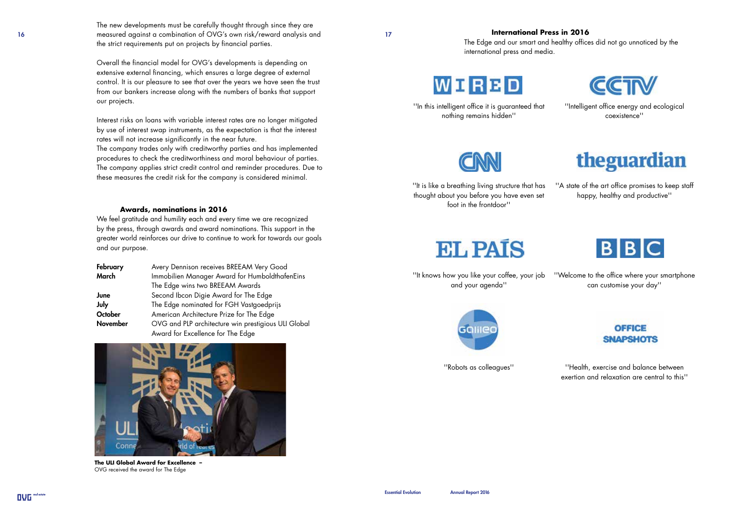The new developments must be carefully thought through since they are measured against a combination of OVG's own risk/reward analysis and the strict requirements put on projects by financial parties.

Overall the financial model for OVG's developments is depending on extensive external financing, which ensures a large degree of external control. It is our pleasure to see that over the years we have seen the trust from our bankers increase along with the numbers of banks that support our projects.

Interest risks on loans with variable interest rates are no longer mitigated by use of interest swap instruments, as the expectation is that the interest rates will not increase significantly in the near future.
The company trades only with creditworthy parties and has implemented procedures to check the creditworthiness and moral behaviour of parties. The company applies strict credit control and reminder procedures. Due to these measures the credit risk for the company is considered minimal.

### Awards, nominations in 2016

We feel gratitude and humility each and every time we are recognized by the press, through awards and award nominations. This support in the greater world reinforces our drive to continue to work for towards our goals and our purpose.

| | |
|---|---|
| **February** | Avery Dennison receives BREEAM Very Good |
| **March** | Immobilien Manager Award for HumboldthafenEins |
| | The Edge wins two BREEAM Awards |
| **June** | Second Ibcon Digie Award for The Edge |
| **July** | The Edge nominated for FGH Vastgoedprijs |
| **October** | American Architecture Prize for The Edge |
| **November** | OVG and PLP architecture win prestigious ULI Global Award for Excellence for The Edge |

**The ULI Global Award for Excellence –**
OVG received the award for The Edge

### International Press in 2016

The Edge and our smart and healthy offices did not go unnoticed by the international press and media.

WIRED: "In this intelligent office it is guaranteed that nothing remains hidden"

CCTV: "Intelligent office energy and ecological coexistence"

CNN: "It is like a breathing living structure that has thought about you before you have even set foot in the frontdoor"

theguardian: "A state of the art office promises to keep staff happy, healthy and productive"

EL PAÍS: "It knows how you like your coffee, your job and your agenda"

BBC: "Welcome to the office where your smartphone can customise your day"

Galileo: "Robots as colleagues"

OFFICE SNAPSHOTS: "Health, exercise and balance between exertion and relaxation are central to this"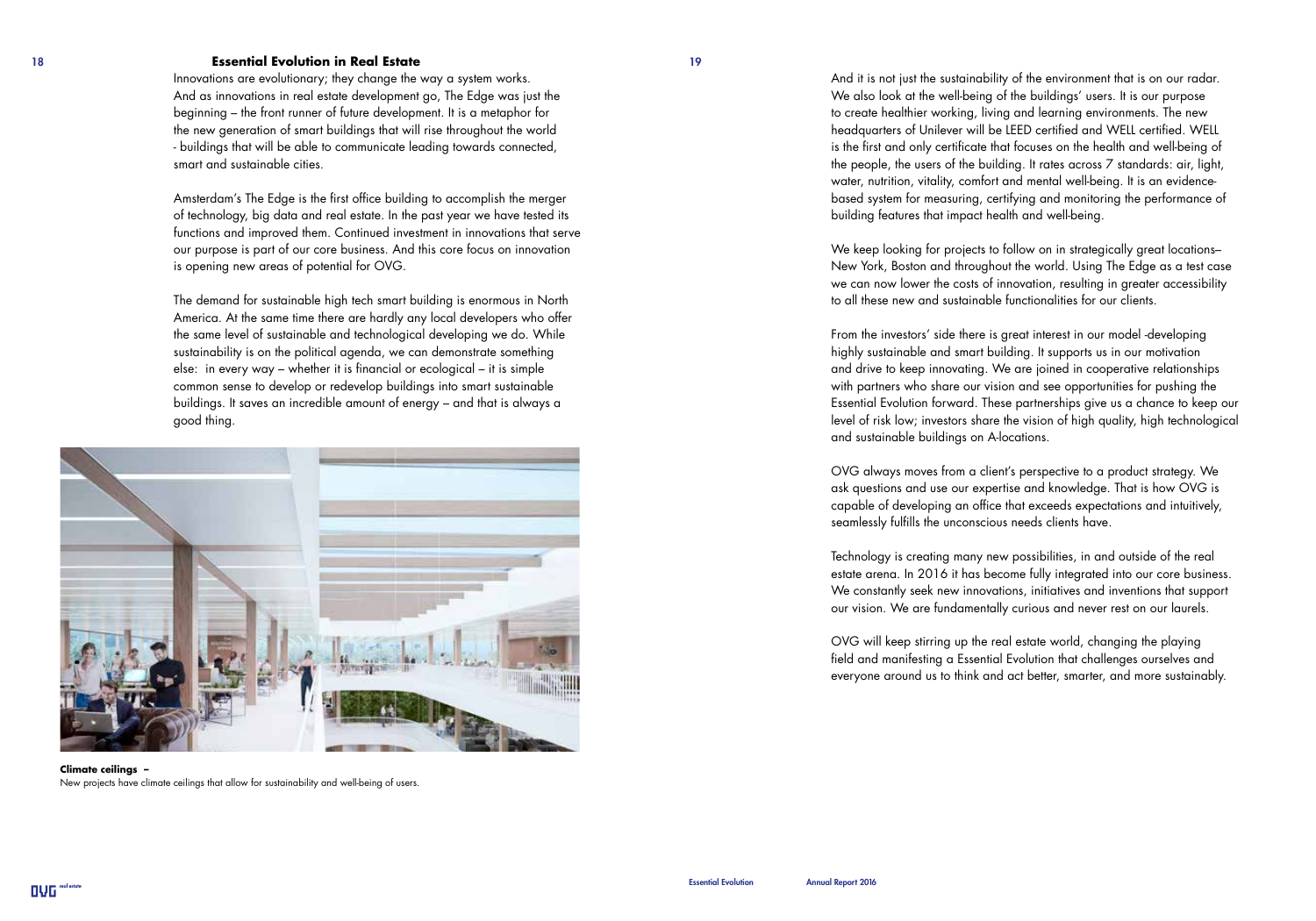## Essential Evolution in Real Estate

Innovations are evolutionary; they change the way a system works. And as innovations in real estate development go, The Edge was just the beginning – the front runner of future development. It is a metaphor for the new generation of smart buildings that will rise throughout the world - buildings that will be able to communicate leading towards connected, smart and sustainable cities.

Amsterdam's The Edge is the first office building to accomplish the merger of technology, big data and real estate. In the past year we have tested its functions and improved them. Continued investment in innovations that serve our purpose is part of our core business. And this core focus on innovation is opening new areas of potential for OVG.

The demand for sustainable high tech smart building is enormous in North America. At the same time there are hardly any local developers who offer the same level of sustainable and technological developing we do. While sustainability is on the political agenda, we can demonstrate something else: in every way – whether it is financial or ecological – it is simple common sense to develop or redevelop buildings into smart sustainable buildings. It saves an incredible amount of energy – and that is always a good thing.

**Climate ceilings –**
New projects have climate ceilings that allow for sustainability and well-being of users.

And it is not just the sustainability of the environment that is on our radar. We also look at the well-being of the buildings' users. It is our purpose to create healthier working, living and learning environments. The new headquarters of Unilever will be LEED certified and WELL certified. WELL is the first and only certificate that focuses on the health and well-being of the people, the users of the building. It rates across 7 standards: air, light, water, nutrition, vitality, comfort and mental well-being. It is an evidence-based system for measuring, certifying and monitoring the performance of building features that impact health and well-being.

We keep looking for projects to follow on in strategically great locations– New York, Boston and throughout the world. Using The Edge as a test case we can now lower the costs of innovation, resulting in greater accessibility to all these new and sustainable functionalities for our clients.

From the investors' side there is great interest in our model -developing highly sustainable and smart building. It supports us in our motivation and drive to keep innovating. We are joined in cooperative relationships with partners who share our vision and see opportunities for pushing the Essential Evolution forward. These partnerships give us a chance to keep our level of risk low; investors share the vision of high quality, high technological and sustainable buildings on A-locations.

OVG always moves from a client's perspective to a product strategy. We ask questions and use our expertise and knowledge. That is how OVG is capable of developing an office that exceeds expectations and intuitively, seamlessly fulfills the unconscious needs clients have.

Technology is creating many new possibilities, in and outside of the real estate arena. In 2016 it has become fully integrated into our core business. We constantly seek new innovations, initiatives and inventions that support our vision. We are fundamentally curious and never rest on our laurels.

OVG will keep stirring up the real estate world, changing the playing field and manifesting a Essential Evolution that challenges ourselves and everyone around us to think and act better, smarter, and more sustainably.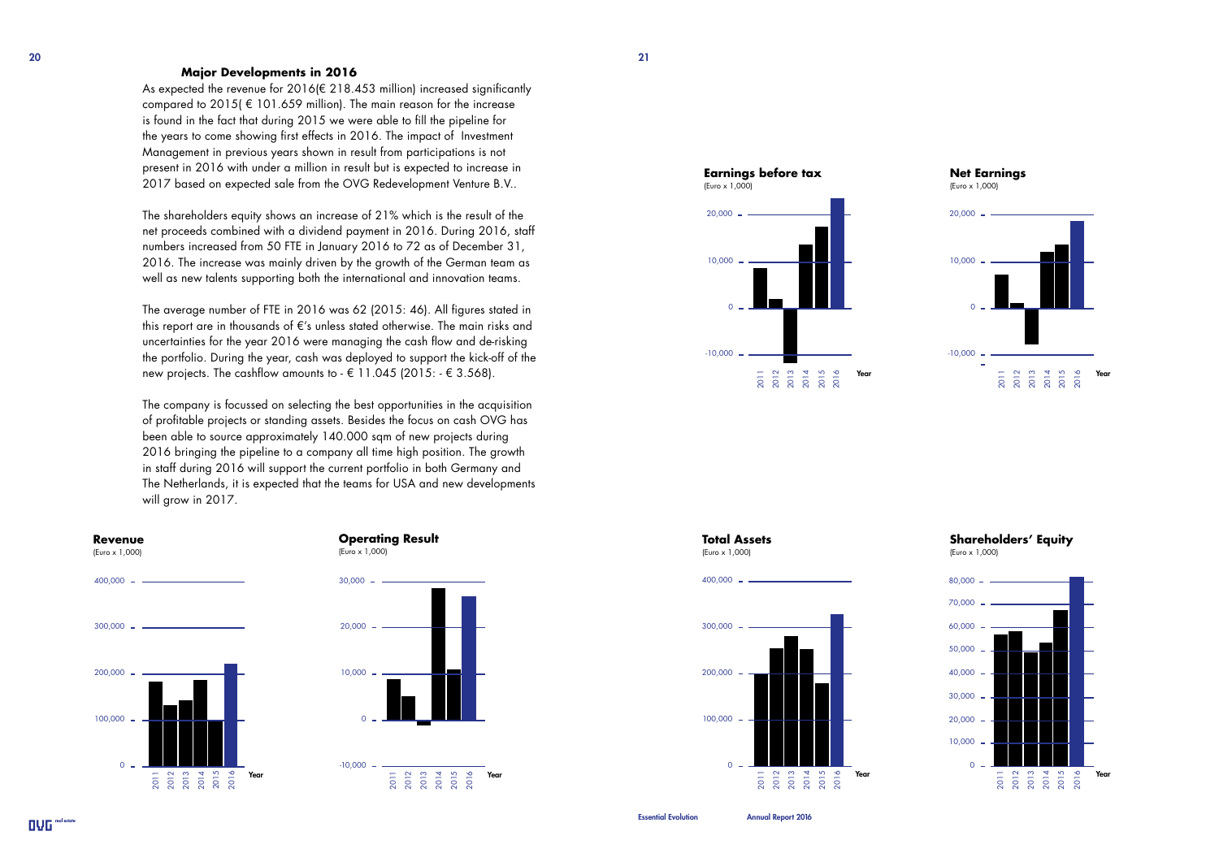## Major Developments in 2016

As expected the revenue for 2016(€ 218.453 million) increased significantly compared to 2015( € 101.659 million). The main reason for the increase is found in the fact that during 2015 we were able to fill the pipeline for the years to come showing first effects in 2016. The impact of Investment Management in previous years shown in result from participations is not present in 2016 with under a million in result but is expected to increase in 2017 based on expected sale from the OVG Redevelopment Venture B.V..

The shareholders equity shows an increase of 21% which is the result of the net proceeds combined with a dividend payment in 2016. During 2016, staff numbers increased from 50 FTE in January 2016 to 72 as of December 31, 2016. The increase was mainly driven by the growth of the German team as well as new talents supporting both the international and innovation teams.

The average number of FTE in 2016 was 62 (2015: 46). All figures stated in this report are in thousands of €'s unless stated otherwise. The main risks and uncertainties for the year 2016 were managing the cash flow and de-risking the portfolio. During the year, cash was deployed to support the kick-off of the new projects. The cashflow amounts to - € 11.045 (2015: - € 3.568).

The company is focussed on selecting the best opportunities in the acquisition of profitable projects or standing assets. Besides the focus on cash OVG has been able to source approximately 140.000 sqm of new projects during 2016 bringing the pipeline to a company all time high position. The growth in staff during 2016 will support the current portfolio in both Germany and The Netherlands, it is expected that the teams for USA and new developments will grow in 2017.

**Revenue**
(Euro x 1,000)

**Operating Result**
(Euro x 1,000)

**Earnings before tax**
(Euro x 1,000)

**Net Earnings**
(Euro x 1,000)

**Total Assets**
(Euro x 1,000)

**Shareholders' Equity**
(Euro x 1,000)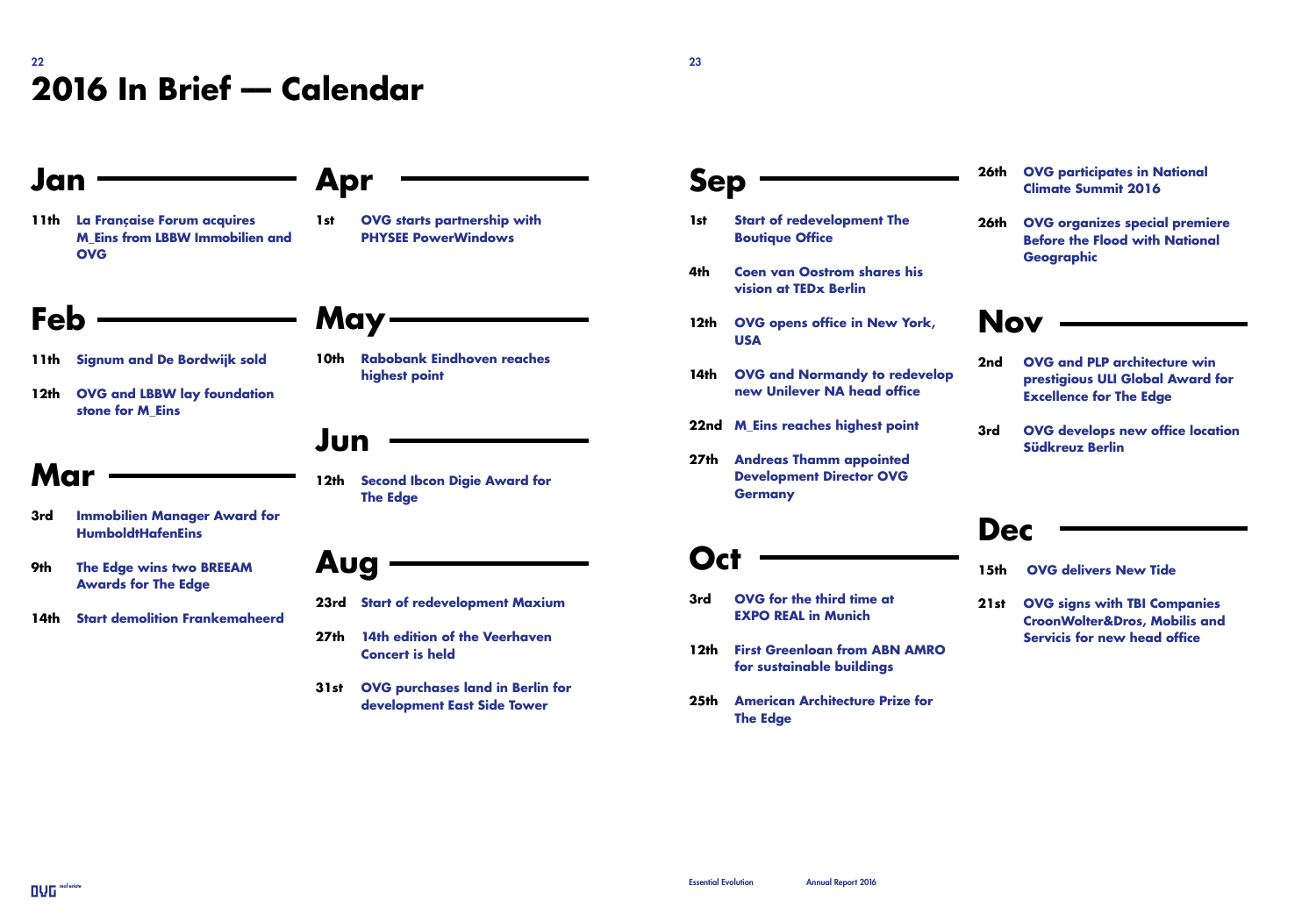# 2016 In Brief — Calendar

## Jan

**11th** **La Française Forum acquires M_Eins from LBBW Immobilien and OVG**

## Feb

**11th** **Signum and De Bordwijk sold**

**12th** **OVG and LBBW lay foundation stone for M_Eins**

## Mar

**3rd** **Immobilien Manager Award for HumboldtHafenEins**

**9th** **The Edge wins two BREEAM Awards for The Edge**

**14th** **Start demolition Frankemaheerd**

## Apr

**1st** **OVG starts partnership with PHYSEE PowerWindows**

## May

**10th** **Rabobank Eindhoven reaches highest point**

## Jun

**12th** **Second Ibcon Digie Award for The Edge**

## Aug

**23rd** **Start of redevelopment Maxium**

**27th** **14th edition of the Veerhaven Concert is held**

**31st** **OVG purchases land in Berlin for development East Side Tower**

## Sep

**1st** **Start of redevelopment The Boutique Office**

**4th** **Coen van Oostrom shares his vision at TEDx Berlin**

**12th** **OVG opens office in New York, USA**

**14th** **OVG and Normandy to redevelop new Unilever NA head office**

**22nd** **M_Eins reaches highest point**

**27th** **Andreas Thamm appointed Development Director OVG Germany**

**26th** **OVG participates in National Climate Summit 2016**

**26th** **OVG organizes special premiere Before the Flood with National Geographic**

## Oct

**3rd** **OVG for the third time at EXPO REAL in Munich**

**12th** **First Greenloan from ABN AMRO for sustainable buildings**

**25th** **American Architecture Prize for The Edge**

## Nov

**2nd** **OVG and PLP architecture win prestigious ULI Global Award for Excellence for The Edge**

**3rd** **OVG develops new office location Südkreuz Berlin**

## Dec

**15th** **OVG delivers New Tide**

**21st** **OVG signs with TBI Companies CroonWolter&Dros, Mobilis and Servicis for new head office**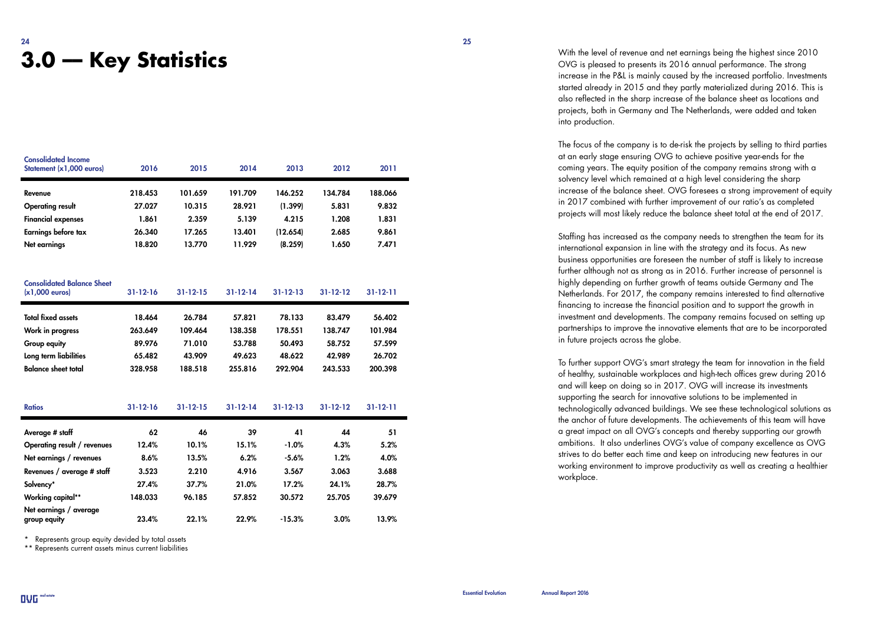# 3.0 — Key Statistics

| Consolidated Income Statement (x1,000 euros) | 2016 | 2015 | 2014 | 2013 | 2012 | 2011 |
|---|---|---|---|---|---|---|
| **Revenue** | 218.453 | 101.659 | 191.709 | 146.252 | 134.784 | 188.066 |
| **Operating result** | 27.027 | 10.315 | 28.921 | (1.399) | 5.831 | 9.832 |
| **Financial expenses** | 1.861 | 2.359 | 5.139 | 4.215 | 1.208 | 1.831 |
| **Earnings before tax** | 26.340 | 17.265 | 13.401 | (12.654) | 2.685 | 9.861 |
| **Net earnings** | 18.820 | 13.770 | 11.929 | (8.259) | 1.650 | 7.471 |

| Consolidated Balance Sheet (x1,000 euros) | 31-12-16 | 31-12-15 | 31-12-14 | 31-12-13 | 31-12-12 | 31-12-11 |
|---|---|---|---|---|---|---|
| **Total fixed assets** | 18.464 | 26.784 | 57.821 | 78.133 | 83.479 | 56.402 |
| **Work in progress** | 263.649 | 109.464 | 138.358 | 178.551 | 138.747 | 101.984 |
| **Group equity** | 89.976 | 71.010 | 53.788 | 50.493 | 58.752 | 57.599 |
| **Long term liabilities** | 65.482 | 43.909 | 49.623 | 48.622 | 42.989 | 26.702 |
| **Balance sheet total** | 328.958 | 188.518 | 255.816 | 292.904 | 243.533 | 200.398 |

| Ratios | 31-12-16 | 31-12-15 | 31-12-14 | 31-12-13 | 31-12-12 | 31-12-11 |
|---|---|---|---|---|---|---|
| **Average # staff** | 62 | 46 | 39 | 41 | 44 | 51 |
| **Operating result / revenues** | 12.4% | 10.1% | 15.1% | -1.0% | 4.3% | 5.2% |
| **Net earnings / revenues** | 8.6% | 13.5% | 6.2% | -5.6% | 1.2% | 4.0% |
| **Revenues / average # staff** | 3.523 | 2.210 | 4.916 | 3.567 | 3.063 | 3.688 |
| **Solvency*** | 27.4% | 37.7% | 21.0% | 17.2% | 24.1% | 28.7% |
| **Working capital**** | 148.033 | 96.185 | 57.852 | 30.572 | 25.705 | 39.679 |
| **Net earnings / average group equity** | 23.4% | 22.1% | 22.9% | -15.3% | 3.0% | 13.9% |

\* Represents group equity devided by total assets

\*\* Represents current assets minus current liabilities

With the level of revenue and net earnings being the highest since 2010 OVG is pleased to presents its 2016 annual performance. The strong increase in the P&L is mainly caused by the increased portfolio. Investments started already in 2015 and they partly materialized during 2016. This is also reflected in the sharp increase of the balance sheet as locations and projects, both in Germany and The Netherlands, were added and taken into production.

The focus of the company is to de-risk the projects by selling to third parties at an early stage ensuring OVG to achieve positive year-ends for the coming years. The equity position of the company remains strong with a solvency level which remained at a high level considering the sharp increase of the balance sheet. OVG foresees a strong improvement of equity in 2017 combined with further improvement of our ratio's as completed projects will most likely reduce the balance sheet total at the end of 2017.

Staffing has increased as the company needs to strengthen the team for its international expansion in line with the strategy and its focus. As new business opportunities are foreseen the number of staff is likely to increase further although not as strong as in 2016. Further increase of personnel is highly depending on further growth of teams outside Germany and The Netherlands. For 2017, the company remains interested to find alternative financing to increase the financial position and to support the growth in investment and developments. The company remains focused on setting up partnerships to improve the innovative elements that are to be incorporated in future projects across the globe.

To further support OVG's smart strategy the team for innovation in the field of healthy, sustainable workplaces and high-tech offices grew during 2016 and will keep on doing so in 2017. OVG will increase its investments supporting the search for innovative solutions to be implemented in technologically advanced buildings. We see these technological solutions as the anchor of future developments. The achievements of this team will have a great impact on all OVG's concepts and thereby supporting our growth ambitions. It also underlines OVG's value of company excellence as OVG strives to do better each time and keep on introducing new features in our working environment to improve productivity as well as creating a healthier workplace.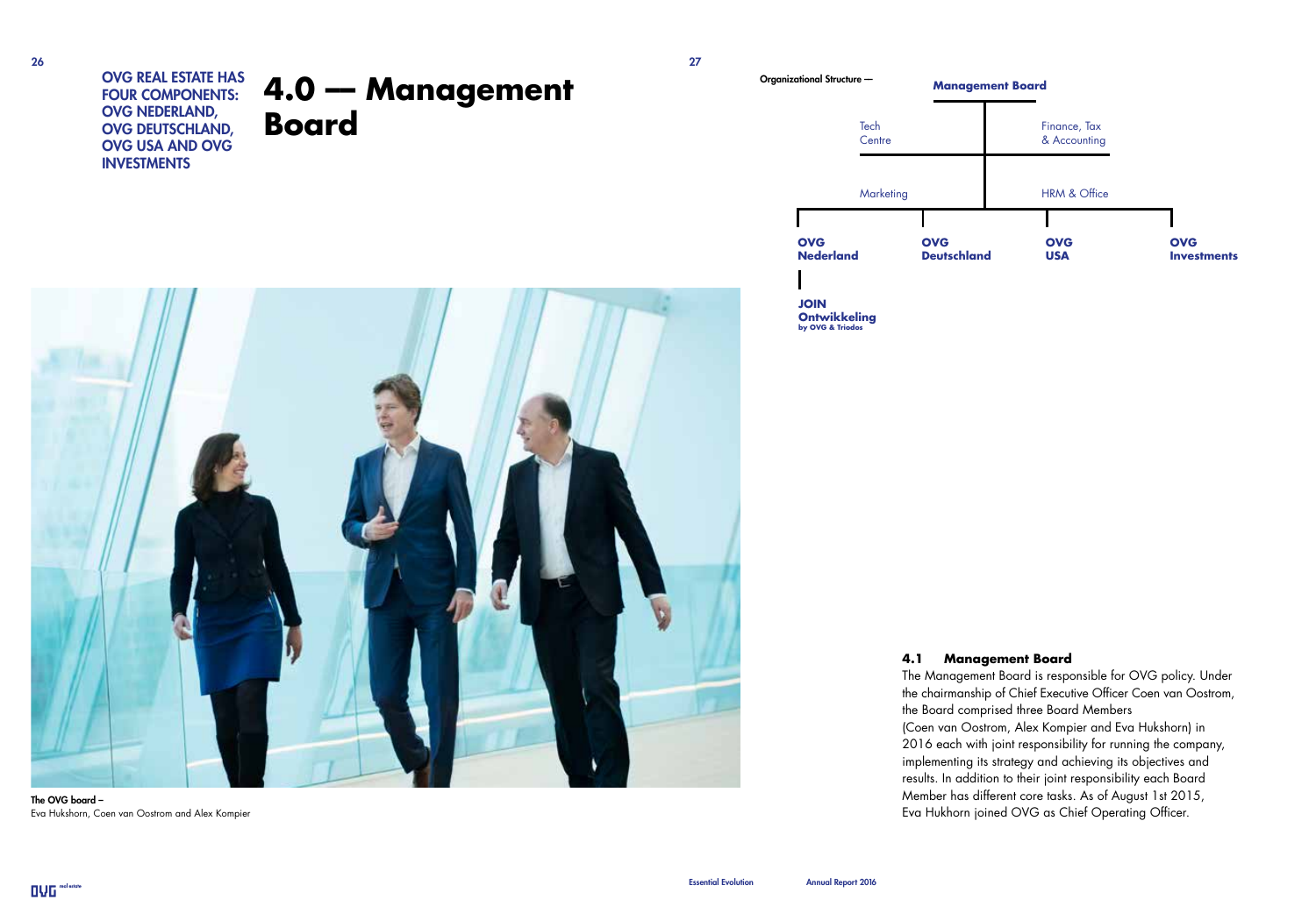OVG REAL ESTATE HAS FOUR COMPONENTS: OVG NEDERLAND, OVG DEUTSCHLAND, OVG USA AND OVG INVESTMENTS

# 4.0 — Management Board

**The OVG board –**
Eva Hukshorn, Coen van Oostrom and Alex Kompier

Organizational Structure —

**Management Board**

- Tech Centre
- Finance, Tax & Accounting
- Marketing
- HRM & Office

**OVG Nederland**
- **JOIN Ontwikkeling** by OVG & Triodos

**OVG Deutschland**

**OVG USA**

**OVG Investments**

## 4.1 Management Board

The Management Board is responsible for OVG policy. Under the chairmanship of Chief Executive Officer Coen van Oostrom, the Board comprised three Board Members (Coen van Oostrom, Alex Kompier and Eva Hukshorn) in 2016 each with joint responsibility for running the company, implementing its strategy and achieving its objectives and results. In addition to their joint responsibility each Board Member has different core tasks. As of August 1st 2015, Eva Hukhorn joined OVG as Chief Operating Officer.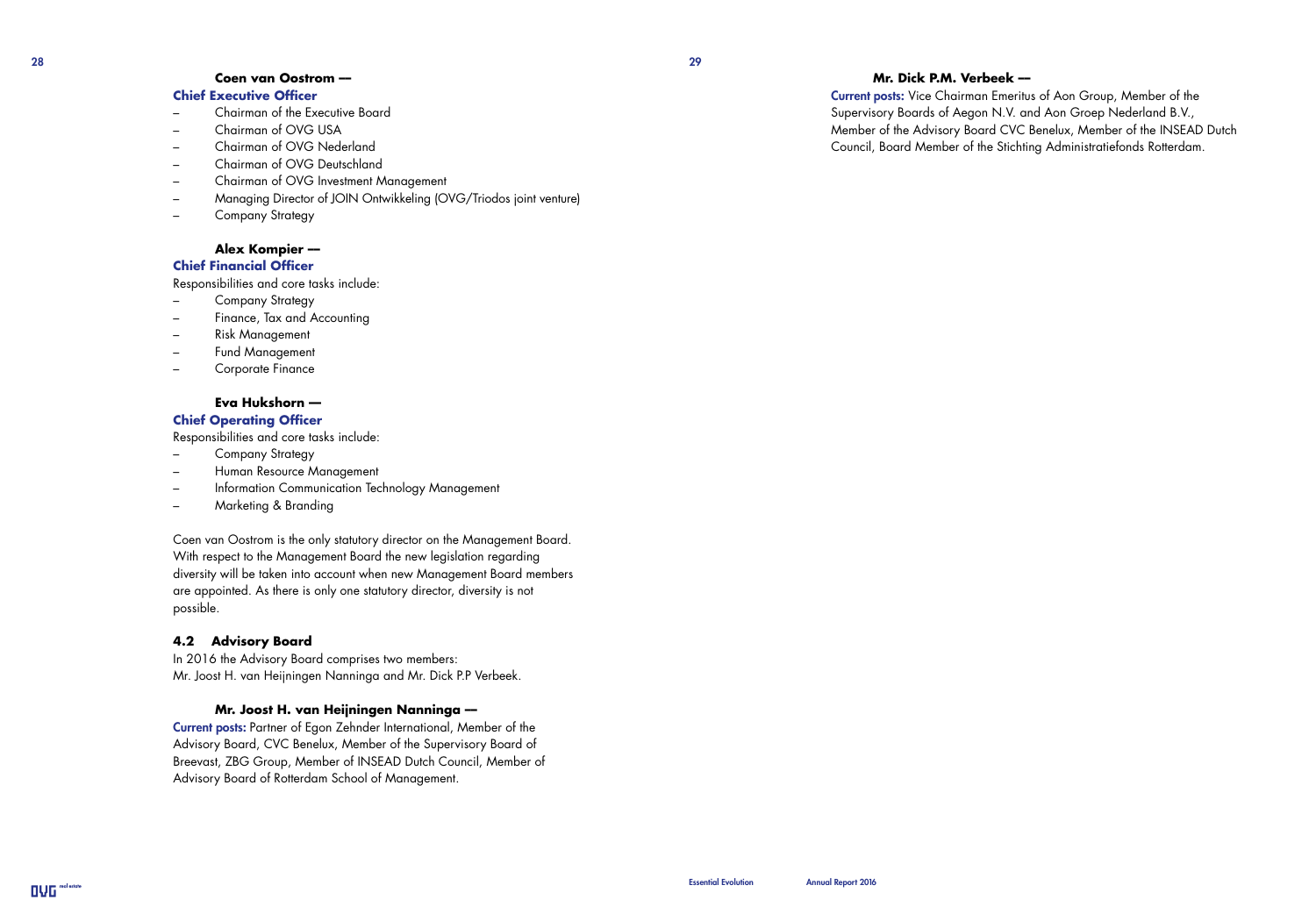**Coen van Oostrom —**
**Chief Executive Officer**

- Chairman of the Executive Board
- Chairman of OVG USA
- Chairman of OVG Nederland
- Chairman of OVG Deutschland
- Chairman of OVG Investment Management
- Managing Director of JOIN Ontwikkeling (OVG/Triodos joint venture)
- Company Strategy

**Alex Kompier —**
**Chief Financial Officer**

Responsibilities and core tasks include:

- Company Strategy
- Finance, Tax and Accounting
- Risk Management
- Fund Management
- Corporate Finance

**Eva Hukshorn —**
**Chief Operating Officer**

Responsibilities and core tasks include:

- Company Strategy
- Human Resource Management
- Information Communication Technology Management
- Marketing & Branding

Coen van Oostrom is the only statutory director on the Management Board. With respect to the Management Board the new legislation regarding diversity will be taken into account when new Management Board members are appointed. As there is only one statutory director, diversity is not possible.

## 4.2 Advisory Board

In 2016 the Advisory Board comprises two members:
Mr. Joost H. van Heijningen Nanninga and Mr. Dick P.P Verbeek.

**Mr. Joost H. van Heijningen Nanninga —**

**Current posts:** Partner of Egon Zehnder International, Member of the Advisory Board, CVC Benelux, Member of the Supervisory Board of Breevast, ZBG Group, Member of INSEAD Dutch Council, Member of Advisory Board of Rotterdam School of Management.

**Mr. Dick P.M. Verbeek —**

**Current posts:** Vice Chairman Emeritus of Aon Group, Member of the Supervisory Boards of Aegon N.V. and Aon Groep Nederland B.V., Member of the Advisory Board CVC Benelux, Member of the INSEAD Dutch Council, Board Member of the Stichting Administratiefonds Rotterdam.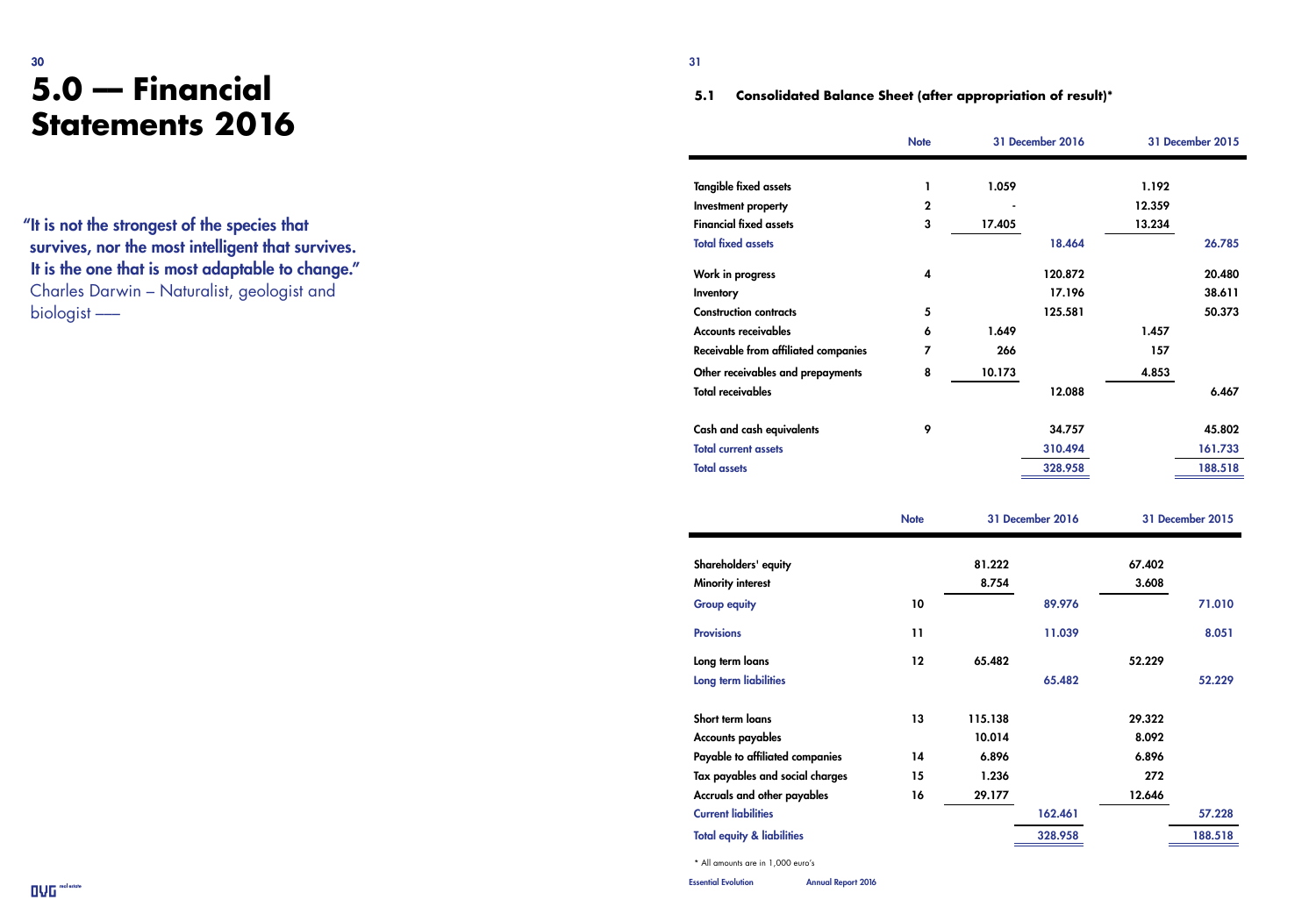# 5.0 — Financial Statements 2016

"It is not the strongest of the species that survives, nor the most intelligent that survives. It is the one that is most adaptable to change."
Charles Darwin – Naturalist, geologist and biologist ——

### 5.1 Consolidated Balance Sheet (after appropriation of result)*

| | Note | 31 December 2016 | | 31 December 2015 | |
|---|---|---|---|---|---|
| Tangible fixed assets | 1 | 1.059 | | 1.192 | |
| Investment property | 2 | - | | 12.359 | |
| Financial fixed assets | 3 | 17.405 | | 13.234 | |
| **Total fixed assets** | | | 18.464 | | 26.785 |
| Work in progress | 4 | | 120.872 | | 20.480 |
| Inventory | | | 17.196 | | 38.611 |
| Construction contracts | 5 | | 125.581 | | 50.373 |
| Accounts receivables | 6 | 1.649 | | 1.457 | |
| Receivable from affiliated companies | 7 | 266 | | 157 | |
| Other receivables and prepayments | 8 | 10.173 | | 4.853 | |
| Total receivables | | | 12.088 | | 6.467 |
| Cash and cash equivalents | 9 | | 34.757 | | 45.802 |
| **Total current assets** | | | 310.494 | | 161.733 |
| **Total assets** | | | 328.958 | | 188.518 |

| | Note | 31 December 2016 | | 31 December 2015 | |
|---|---|---|---|---|---|
| Shareholders' equity | | 81.222 | | 67.402 | |
| Minority interest | | 8.754 | | 3.608 | |
| **Group equity** | 10 | | 89.976 | | 71.010 |
| **Provisions** | 11 | | 11.039 | | 8.051 |
| Long term loans | 12 | 65.482 | | 52.229 | |
| **Long term liabilities** | | | 65.482 | | 52.229 |
| Short term loans | 13 | 115.138 | | 29.322 | |
| Accounts payables | | 10.014 | | 8.092 | |
| Payable to affiliated companies | 14 | 6.896 | | 6.896 | |
| Tax payables and social charges | 15 | 1.236 | | 272 | |
| Accruals and other payables | 16 | 29.177 | | 12.646 | |
| **Current liabilities** | | | 162.461 | | 57.228 |
| **Total equity & liabilities** | | | 328.958 | | 188.518 |

* All amounts are in 1,000 euro's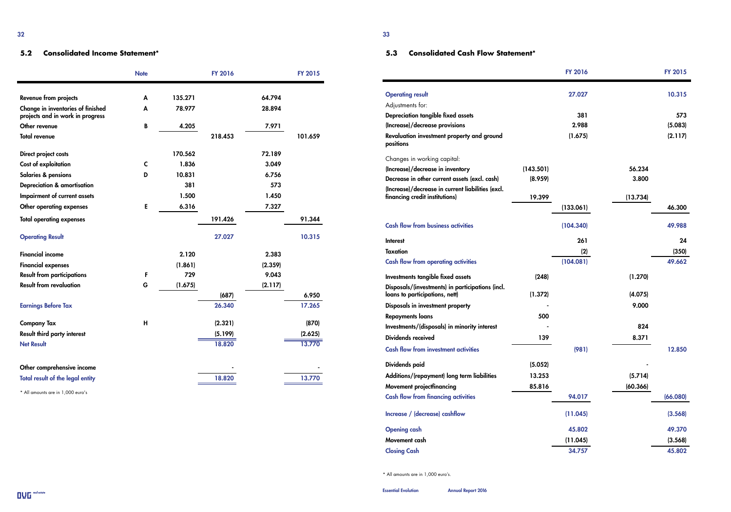## 5.2 Consolidated Income Statement*

| | Note | | FY 2016 | | FY 2015 |
|---|---|---|---|---|---|
| Revenue from projects | A | 135.271 | | 64.794 | |
| Change in inventories of finished projects and in work in progress | A | 78.977 | | 28.894 | |
| Other revenue | B | 4.205 | | 7.971 | |
| Total revenue | | | 218.453 | | 101.659 |
| Direct project costs | | 170.562 | | 72.189 | |
| Cost of exploitation | C | 1.836 | | 3.049 | |
| Salaries & pensions | D | 10.831 | | 6.756 | |
| Depreciation & amortisation | | 381 | | 573 | |
| Impairment of current assets | | 1.500 | | 1.450 | |
| Other operating expenses | E | 6.316 | | 7.327 | |
| Total operating expenses | | | 191.426 | | 91.344 |
| Operating Result | | | 27.027 | | 10.315 |
| Financial income | | 2.120 | | 2.383 | |
| Financial expenses | | (1.861) | | (2.359) | |
| Result from participations | F | 729 | | 9.043 | |
| Result from revaluation | G | (1.675) | | (2.117) | |
| | | | (687) | | 6.950 |
| Earnings Before Tax | | | 26.340 | | 17.265 |
| Company Tax | H | | (2.321) | | (870) |
| Result third party interest | | | (5.199) | | (2.625) |
| Net Result | | | 18.820 | | 13.770 |
| Other comprehensive income | | | - | | - |
| Total result of the legal entity | | | 18.820 | | 13.770 |

* All amounts are in 1,000 euro's

## 5.3 Consolidated Cash Flow Statement*

| | | FY 2016 | | FY 2015 |
|---|---|---|---|---|
| Operating result | | 27.027 | | 10.315 |
| Adjustments for: | | | | |
| Depreciation tangible fixed assets | | 381 | | 573 |
| (Increase)/decrease provisions | | 2.988 | | (5.083) |
| Revaluation investment property and ground positions | | (1.675) | | (2.117) |
| Changes in working capital: | | | | |
| (Increase)/decrease in inventory | (143.501) | | 56.234 | |
| Decrease in other current assets (excl. cash) | (8.959) | | 3.800 | |
| (Increase)/decrease in current liabilities (excl. financing credit institutions) | 19.399 | | (13.734) | |
| | | (133.061) | | 46.300 |
| Cash flow from business activities | | (104.340) | | 49.988 |
| Interest | | 261 | | 24 |
| Taxation | | (2) | | (350) |
| Cash flow from operating activities | | (104.081) | | 49.662 |
| Investments tangible fixed assets | (248) | | (1.270) | |
| Disposals/(investments) in participations (incl. loans to participations, nett) | (1.372) | | (4.075) | |
| Disposals in investment property | - | | 9.000 | |
| Repayments loans | 500 | | | |
| Investments/(disposals) in minority interest | - | | 824 | |
| Dividends received | 139 | | 8.371 | |
| Cash flow from investment activities | | (981) | | 12.850 |
| Dividends paid | (5.052) | | - | |
| Additions/(repayment) long term liabilities | 13.253 | | (5.714) | |
| Movement projectfinancing | 85.816 | | (60.366) | |
| Cash flow from financing activities | | 94.017 | | (66.080) |
| Increase / (decrease) cashflow | | (11.045) | | (3.568) |
| Opening cash | | 45.802 | | 49.370 |
| Movement cash | | (11.045) | | (3.568) |
| Closing Cash | | 34.757 | | 45.802 |

* All amounts are in 1,000 euro's.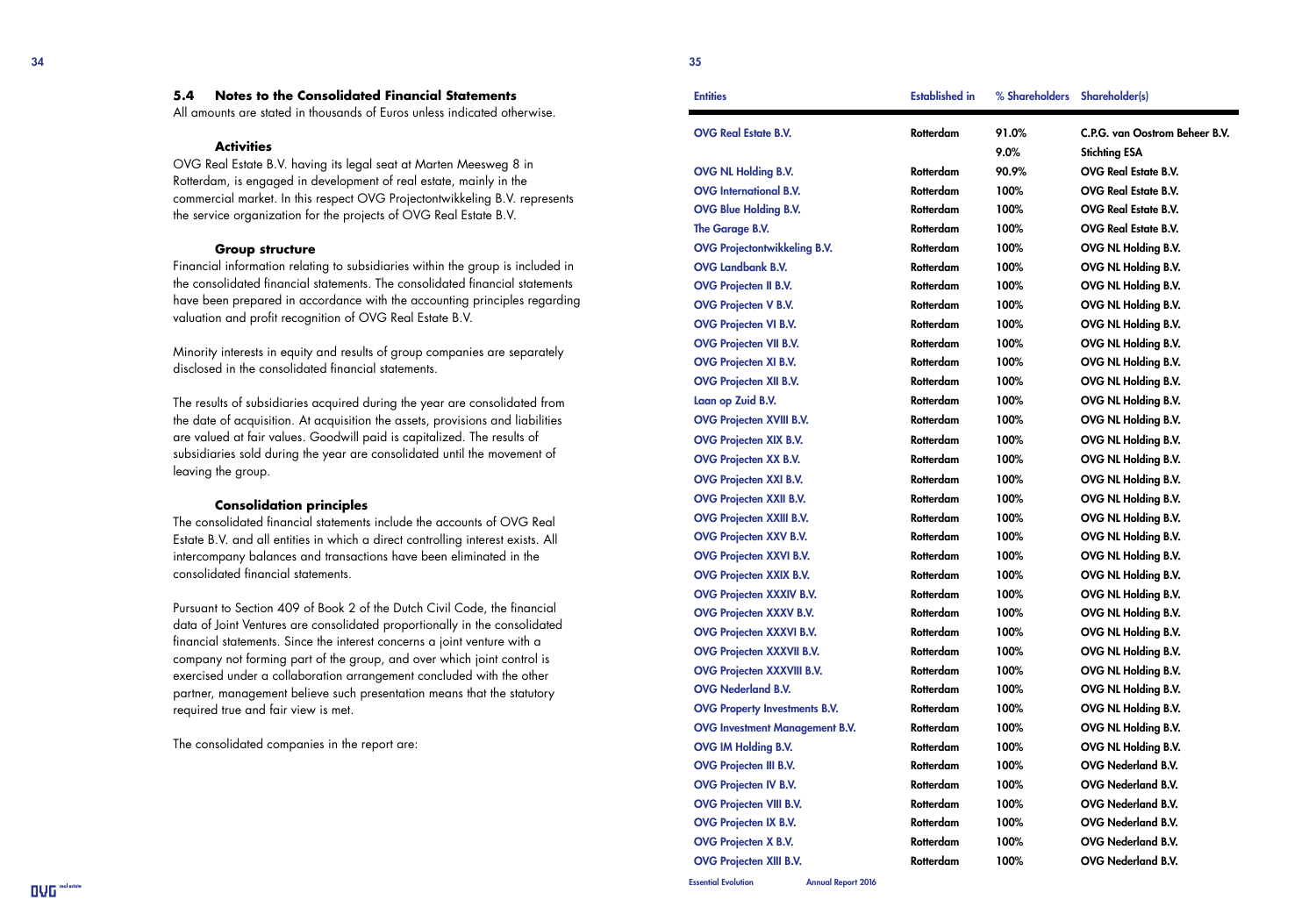## 5.4 Notes to the Consolidated Financial Statements

All amounts are stated in thousands of Euros unless indicated otherwise.

### Activities

OVG Real Estate B.V. having its legal seat at Marten Meesweg 8 in Rotterdam, is engaged in development of real estate, mainly in the commercial market. In this respect OVG Projectontwikkeling B.V. represents the service organization for the projects of OVG Real Estate B.V.

### Group structure

Financial information relating to subsidiaries within the group is included in the consolidated financial statements. The consolidated financial statements have been prepared in accordance with the accounting principles regarding valuation and profit recognition of OVG Real Estate B.V.

Minority interests in equity and results of group companies are separately disclosed in the consolidated financial statements.

The results of subsidiaries acquired during the year are consolidated from the date of acquisition. At acquisition the assets, provisions and liabilities are valued at fair values. Goodwill paid is capitalized. The results of subsidiaries sold during the year are consolidated until the movement of leaving the group.

### Consolidation principles

The consolidated financial statements include the accounts of OVG Real Estate B.V. and all entities in which a direct controlling interest exists. All intercompany balances and transactions have been eliminated in the consolidated financial statements.

Pursuant to Section 409 of Book 2 of the Dutch Civil Code, the financial data of Joint Ventures are consolidated proportionally in the consolidated financial statements. Since the interest concerns a joint venture with a company not forming part of the group, and over which joint control is exercised under a collaboration arrangement concluded with the other partner, management believe such presentation means that the statutory required true and fair view is met.

The consolidated companies in the report are:

| Entities | Established in | % Shareholders | Shareholder(s) |
|---|---|---|---|
| OVG Real Estate B.V. | Rotterdam | 91.0% | C.P.G. van Oostrom Beheer B.V. |
| | | 9.0% | Stichting ESA |
| OVG NL Holding B.V. | Rotterdam | 90.9% | OVG Real Estate B.V. |
| OVG International B.V. | Rotterdam | 100% | OVG Real Estate B.V. |
| OVG Blue Holding B.V. | Rotterdam | 100% | OVG Real Estate B.V. |
| The Garage B.V. | Rotterdam | 100% | OVG Real Estate B.V. |
| OVG Projectontwikkeling B.V. | Rotterdam | 100% | OVG NL Holding B.V. |
| OVG Landbank B.V. | Rotterdam | 100% | OVG NL Holding B.V. |
| OVG Projecten II B.V. | Rotterdam | 100% | OVG NL Holding B.V. |
| OVG Projecten V B.V. | Rotterdam | 100% | OVG NL Holding B.V. |
| OVG Projecten VI B.V. | Rotterdam | 100% | OVG NL Holding B.V. |
| OVG Projecten VII B.V. | Rotterdam | 100% | OVG NL Holding B.V. |
| OVG Projecten XI B.V. | Rotterdam | 100% | OVG NL Holding B.V. |
| OVG Projecten XII B.V. | Rotterdam | 100% | OVG NL Holding B.V. |
| Laan op Zuid B.V. | Rotterdam | 100% | OVG NL Holding B.V. |
| OVG Projecten XVIII B.V. | Rotterdam | 100% | OVG NL Holding B.V. |
| OVG Projecten XIX B.V. | Rotterdam | 100% | OVG NL Holding B.V. |
| OVG Projecten XX B.V. | Rotterdam | 100% | OVG NL Holding B.V. |
| OVG Projecten XXI B.V. | Rotterdam | 100% | OVG NL Holding B.V. |
| OVG Projecten XXII B.V. | Rotterdam | 100% | OVG NL Holding B.V. |
| OVG Projecten XXIII B.V. | Rotterdam | 100% | OVG NL Holding B.V. |
| OVG Projecten XXV B.V. | Rotterdam | 100% | OVG NL Holding B.V. |
| OVG Projecten XXVI B.V. | Rotterdam | 100% | OVG NL Holding B.V. |
| OVG Projecten XXIX B.V. | Rotterdam | 100% | OVG NL Holding B.V. |
| OVG Projecten XXXIV B.V. | Rotterdam | 100% | OVG NL Holding B.V. |
| OVG Projecten XXXV B.V. | Rotterdam | 100% | OVG NL Holding B.V. |
| OVG Projecten XXXVI B.V. | Rotterdam | 100% | OVG NL Holding B.V. |
| OVG Projecten XXXVII B.V. | Rotterdam | 100% | OVG NL Holding B.V. |
| OVG Projecten XXXVIII B.V. | Rotterdam | 100% | OVG NL Holding B.V. |
| OVG Nederland B.V. | Rotterdam | 100% | OVG NL Holding B.V. |
| OVG Property Investments B.V. | Rotterdam | 100% | OVG NL Holding B.V. |
| OVG Investment Management B.V. | Rotterdam | 100% | OVG NL Holding B.V. |
| OVG IM Holding B.V. | Rotterdam | 100% | OVG NL Holding B.V. |
| OVG Projecten III B.V. | Rotterdam | 100% | OVG Nederland B.V. |
| OVG Projecten IV B.V. | Rotterdam | 100% | OVG Nederland B.V. |
| OVG Projecten VIII B.V. | Rotterdam | 100% | OVG Nederland B.V. |
| OVG Projecten IX B.V. | Rotterdam | 100% | OVG Nederland B.V. |
| OVG Projecten X B.V. | Rotterdam | 100% | OVG Nederland B.V. |
| OVG Projecten XIII B.V. | Rotterdam | 100% | OVG Nederland B.V. |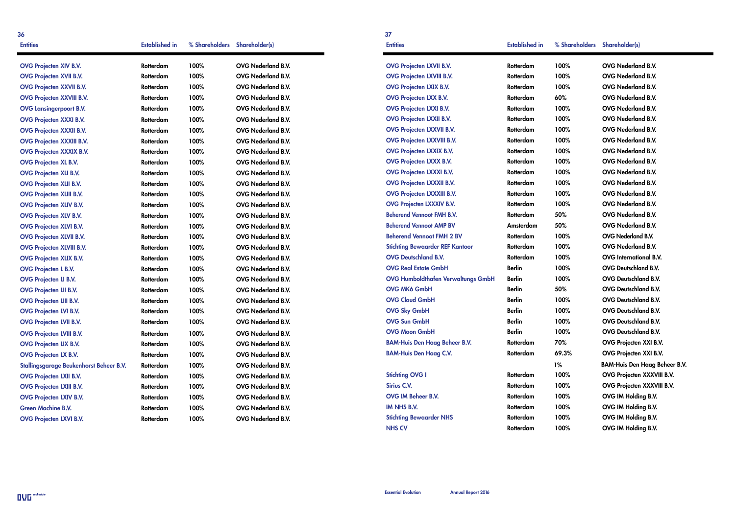| Entities | Established in | % Shareholders | Shareholder(s) |
|---|---|---|---|
| OVG Projecten XIV B.V. | Rotterdam | 100% | OVG Nederland B.V. |
| OVG Projecten XVII B.V. | Rotterdam | 100% | OVG Nederland B.V. |
| OVG Projecten XXVII B.V. | Rotterdam | 100% | OVG Nederland B.V. |
| OVG Projecten XXVIII B.V. | Rotterdam | 100% | OVG Nederland B.V. |
| OVG Lansingerpoort B.V. | Rotterdam | 100% | OVG Nederland B.V. |
| OVG Projecten XXXI B.V. | Rotterdam | 100% | OVG Nederland B.V. |
| OVG Projecten XXXII B.V. | Rotterdam | 100% | OVG Nederland B.V. |
| OVG Projecten XXXIII B.V. | Rotterdam | 100% | OVG Nederland B.V. |
| OVG Projecten XXXIX B.V. | Rotterdam | 100% | OVG Nederland B.V. |
| OVG Projecten XL B.V. | Rotterdam | 100% | OVG Nederland B.V. |
| OVG Projecten XLI B.V. | Rotterdam | 100% | OVG Nederland B.V. |
| OVG Projecten XLII B.V. | Rotterdam | 100% | OVG Nederland B.V. |
| OVG Projecten XLIII B.V. | Rotterdam | 100% | OVG Nederland B.V. |
| OVG Projecten XLIV B.V. | Rotterdam | 100% | OVG Nederland B.V. |
| OVG Projecten XLV B.V. | Rotterdam | 100% | OVG Nederland B.V. |
| OVG Projecten XLVI B.V. | Rotterdam | 100% | OVG Nederland B.V. |
| OVG Projecten XLVII B.V. | Rotterdam | 100% | OVG Nederland B.V. |
| OVG Projecten XLVIII B.V. | Rotterdam | 100% | OVG Nederland B.V. |
| OVG Projecten XLIX B.V. | Rotterdam | 100% | OVG Nederland B.V. |
| OVG Projecten L B.V. | Rotterdam | 100% | OVG Nederland B.V. |
| OVG Projecten LI B.V. | Rotterdam | 100% | OVG Nederland B.V. |
| OVG Projecten LII B.V. | Rotterdam | 100% | OVG Nederland B.V. |
| OVG Projecten LIII B.V. | Rotterdam | 100% | OVG Nederland B.V. |
| OVG Projecten LVI B.V. | Rotterdam | 100% | OVG Nederland B.V. |
| OVG Projecten LVII B.V. | Rotterdam | 100% | OVG Nederland B.V. |
| OVG Projecten LVIII B.V. | Rotterdam | 100% | OVG Nederland B.V. |
| OVG Projecten LIX B.V. | Rotterdam | 100% | OVG Nederland B.V. |
| OVG Projecten LX B.V. | Rotterdam | 100% | OVG Nederland B.V. |
| Stallingsgarage Beukenhorst Beheer B.V. | Rotterdam | 100% | OVG Nederland B.V. |
| OVG Projecten LXII B.V. | Rotterdam | 100% | OVG Nederland B.V. |
| OVG Projecten LXIII B.V. | Rotterdam | 100% | OVG Nederland B.V. |
| OVG Projecten LXIV B.V. | Rotterdam | 100% | OVG Nederland B.V. |
| Green Machine B.V. | Rotterdam | 100% | OVG Nederland B.V. |
| OVG Projecten LXVI B.V. | Rotterdam | 100% | OVG Nederland B.V. |

| Entities | Established in | % Shareholders | Shareholder(s) |
|---|---|---|---|
| OVG Projecten LXVII B.V. | Rotterdam | 100% | OVG Nederland B.V. |
| OVG Projecten LXVIII B.V. | Rotterdam | 100% | OVG Nederland B.V. |
| OVG Projecten LXIX B.V. | Rotterdam | 100% | OVG Nederland B.V. |
| OVG Projecten LXX B.V. | Rotterdam | 60% | OVG Nederland B.V. |
| OVG Projecten LXXI B.V. | Rotterdam | 100% | OVG Nederland B.V. |
| OVG Projecten LXXII B.V. | Rotterdam | 100% | OVG Nederland B.V. |
| OVG Projecten LXXVII B.V. | Rotterdam | 100% | OVG Nederland B.V. |
| OVG Projecten LXXVIII B.V. | Rotterdam | 100% | OVG Nederland B.V. |
| OVG Projecten LXXIX B.V. | Rotterdam | 100% | OVG Nederland B.V. |
| OVG Projecten LXXX B.V. | Rotterdam | 100% | OVG Nederland B.V. |
| OVG Projecten LXXXI B.V. | Rotterdam | 100% | OVG Nederland B.V. |
| OVG Projecten LXXXII B.V. | Rotterdam | 100% | OVG Nederland B.V. |
| OVG Projecten LXXXIII B.V. | Rotterdam | 100% | OVG Nederland B.V. |
| OVG Projecten LXXXIV B.V. | Rotterdam | 100% | OVG Nederland B.V. |
| Beherend Vennoot FMH B.V. | Rotterdam | 50% | OVG Nederland B.V. |
| Beherend Vennoot AMP BV | Amsterdam | 50% | OVG Nederland B.V. |
| Beherend Vennoot FMH 2 BV | Rotterdam | 100% | OVG Nederland B.V. |
| Stichting Bewaarder REF Kantoor | Rotterdam | 100% | OVG Nederland B.V. |
| OVG Deutschland B.V. | Rotterdam | 100% | OVG International B.V. |
| OVG Real Estate GmbH | Berlin | 100% | OVG Deutschland B.V. |
| OVG Humboldthafen Verwaltungs GmbH | Berlin | 100% | OVG Deutschland B.V. |
| OVG MK6 GmbH | Berlin | 50% | OVG Deutschland B.V. |
| OVG Cloud GmbH | Berlin | 100% | OVG Deutschland B.V. |
| OVG Sky GmbH | Berlin | 100% | OVG Deutschland B.V. |
| OVG Sun GmbH | Berlin | 100% | OVG Deutschland B.V. |
| OVG Moon GmbH | Berlin | 100% | OVG Deutschland B.V. |
| BAM-Huis Den Haag Beheer B.V. | Rotterdam | 70% | OVG Projecten XXI B.V. |
| BAM-Huis Den Haag C.V. | Rotterdam | 69.3% | OVG Projecten XXI B.V. |
| | | 1% | BAM-Huis Den Haag Beheer B.V. |
| Stichting OVG I | Rotterdam | 100% | OVG Projecten XXXVIII B.V. |
| Sirius C.V. | Rotterdam | 100% | OVG Projecten XXXVIII B.V. |
| OVG IM Beheer B.V. | Rotterdam | 100% | OVG IM Holding B.V. |
| IM NHS B.V. | Rotterdam | 100% | OVG IM Holding B.V. |
| Stichting Bewaarder NHS | Rotterdam | 100% | OVG IM Holding B.V. |
| NHS CV | Rotterdam | 100% | OVG IM Holding B.V. |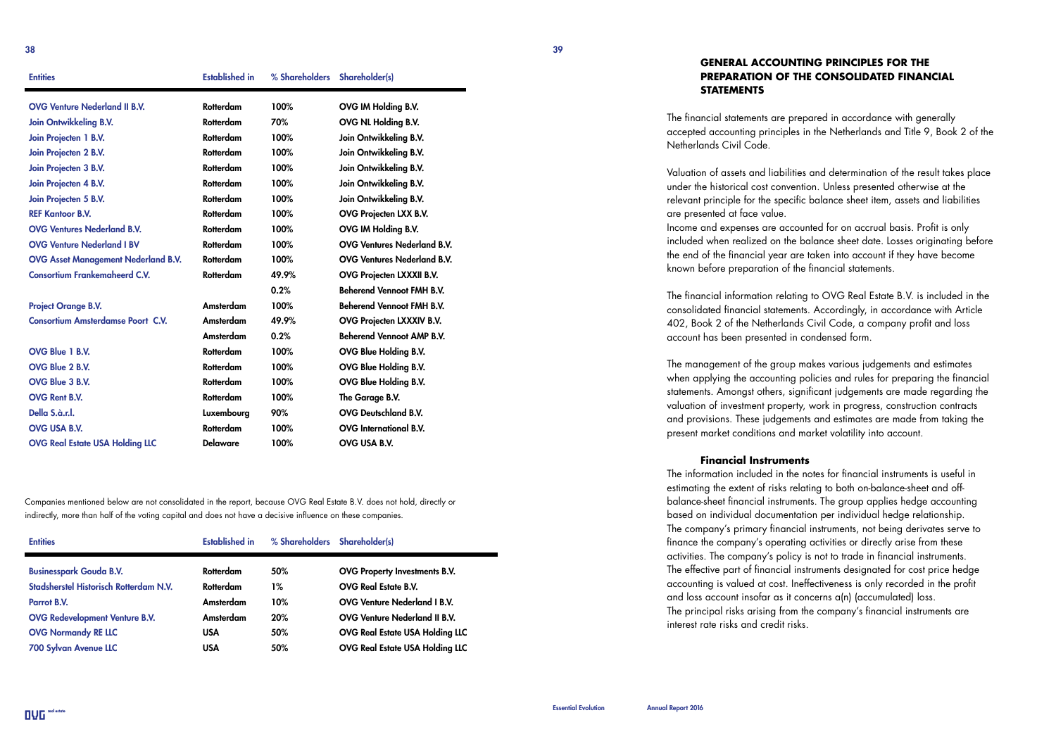| Entities | Established in | % Shareholders | Shareholder(s) |
|---|---|---|---|
| OVG Venture Nederland II B.V. | Rotterdam | 100% | OVG IM Holding B.V. |
| Join Ontwikkeling B.V. | Rotterdam | 70% | OVG NL Holding B.V. |
| Join Projecten 1 B.V. | Rotterdam | 100% | Join Ontwikkeling B.V. |
| Join Projecten 2 B.V. | Rotterdam | 100% | Join Ontwikkeling B.V. |
| Join Projecten 3 B.V. | Rotterdam | 100% | Join Ontwikkeling B.V. |
| Join Projecten 4 B.V. | Rotterdam | 100% | Join Ontwikkeling B.V. |
| Join Projecten 5 B.V. | Rotterdam | 100% | Join Ontwikkeling B.V. |
| REF Kantoor B.V. | Rotterdam | 100% | OVG Projecten LXX B.V. |
| OVG Ventures Nederland B.V. | Rotterdam | 100% | OVG IM Holding B.V. |
| OVG Venture Nederland I BV | Rotterdam | 100% | OVG Ventures Nederland B.V. |
| OVG Asset Management Nederland B.V. | Rotterdam | 100% | OVG Ventures Nederland B.V. |
| Consortium Frankemaheerd C.V. | Rotterdam | 49.9% | OVG Projecten LXXXII B.V. |
| | | 0.2% | Beherend Vennoot FMH B.V. |
| Project Orange B.V. | Amsterdam | 100% | Beherend Vennoot FMH B.V. |
| Consortium Amsterdamse Poort C.V. | Amsterdam | 49.9% | OVG Projecten LXXXIV B.V. |
| | Amsterdam | 0.2% | Beherend Vennoot AMP B.V. |
| OVG Blue 1 B.V. | Rotterdam | 100% | OVG Blue Holding B.V. |
| OVG Blue 2 B.V. | Rotterdam | 100% | OVG Blue Holding B.V. |
| OVG Blue 3 B.V. | Rotterdam | 100% | OVG Blue Holding B.V. |
| OVG Rent B.V. | Rotterdam | 100% | The Garage B.V. |
| Della S.à.r.l. | Luxembourg | 90% | OVG Deutschland B.V. |
| OVG USA B.V. | Rotterdam | 100% | OVG International B.V. |
| OVG Real Estate USA Holding LLC | Delaware | 100% | OVG USA B.V. |

Companies mentioned below are not consolidated in the report, because OVG Real Estate B.V. does not hold, directly or indirectly, more than half of the voting capital and does not have a decisive influence on these companies.

| Entities | Established in | % Shareholders | Shareholder(s) |
|---|---|---|---|
| Businesspark Gouda B.V. | Rotterdam | 50% | OVG Property Investments B.V. |
| Stadsherstel Historisch Rotterdam N.V. | Rotterdam | 1% | OVG Real Estate B.V. |
| Parrot B.V. | Amsterdam | 10% | OVG Venture Nederland I B.V. |
| OVG Redevelopment Venture B.V. | Amsterdam | 20% | OVG Venture Nederland II B.V. |
| OVG Normandy RE LLC | USA | 50% | OVG Real Estate USA Holding LLC |
| 700 Sylvan Avenue LLC | USA | 50% | OVG Real Estate USA Holding LLC |

## GENERAL ACCOUNTING PRINCIPLES FOR THE PREPARATION OF THE CONSOLIDATED FINANCIAL STATEMENTS

The financial statements are prepared in accordance with generally accepted accounting principles in the Netherlands and Title 9, Book 2 of the Netherlands Civil Code.

Valuation of assets and liabilities and determination of the result takes place under the historical cost convention. Unless presented otherwise at the relevant principle for the specific balance sheet item, assets and liabilities are presented at face value.
Income and expenses are accounted for on accrual basis. Profit is only included when realized on the balance sheet date. Losses originating before the end of the financial year are taken into account if they have become known before preparation of the financial statements.

The financial information relating to OVG Real Estate B.V. is included in the consolidated financial statements. Accordingly, in accordance with Article 402, Book 2 of the Netherlands Civil Code, a company profit and loss account has been presented in condensed form.

The management of the group makes various judgements and estimates when applying the accounting policies and rules for preparing the financial statements. Amongst others, significant judgements are made regarding the valuation of investment property, work in progress, construction contracts and provisions. These judgements and estimates are made from taking the present market conditions and market volatility into account.

### Financial Instruments

The information included in the notes for financial instruments is useful in estimating the extent of risks relating to both on-balance-sheet and off-balance-sheet financial instruments. The group applies hedge accounting based on individual documentation per individual hedge relationship.
The company's primary financial instruments, not being derivates serve to finance the company's operating activities or directly arise from these activities. The company's policy is not to trade in financial instruments.
The effective part of financial instruments designated for cost price hedge accounting is valued at cost. Ineffectiveness is only recorded in the profit and loss account insofar as it concerns a(n) (accumulated) loss.
The principal risks arising from the company's financial instruments are interest rate risks and credit risks.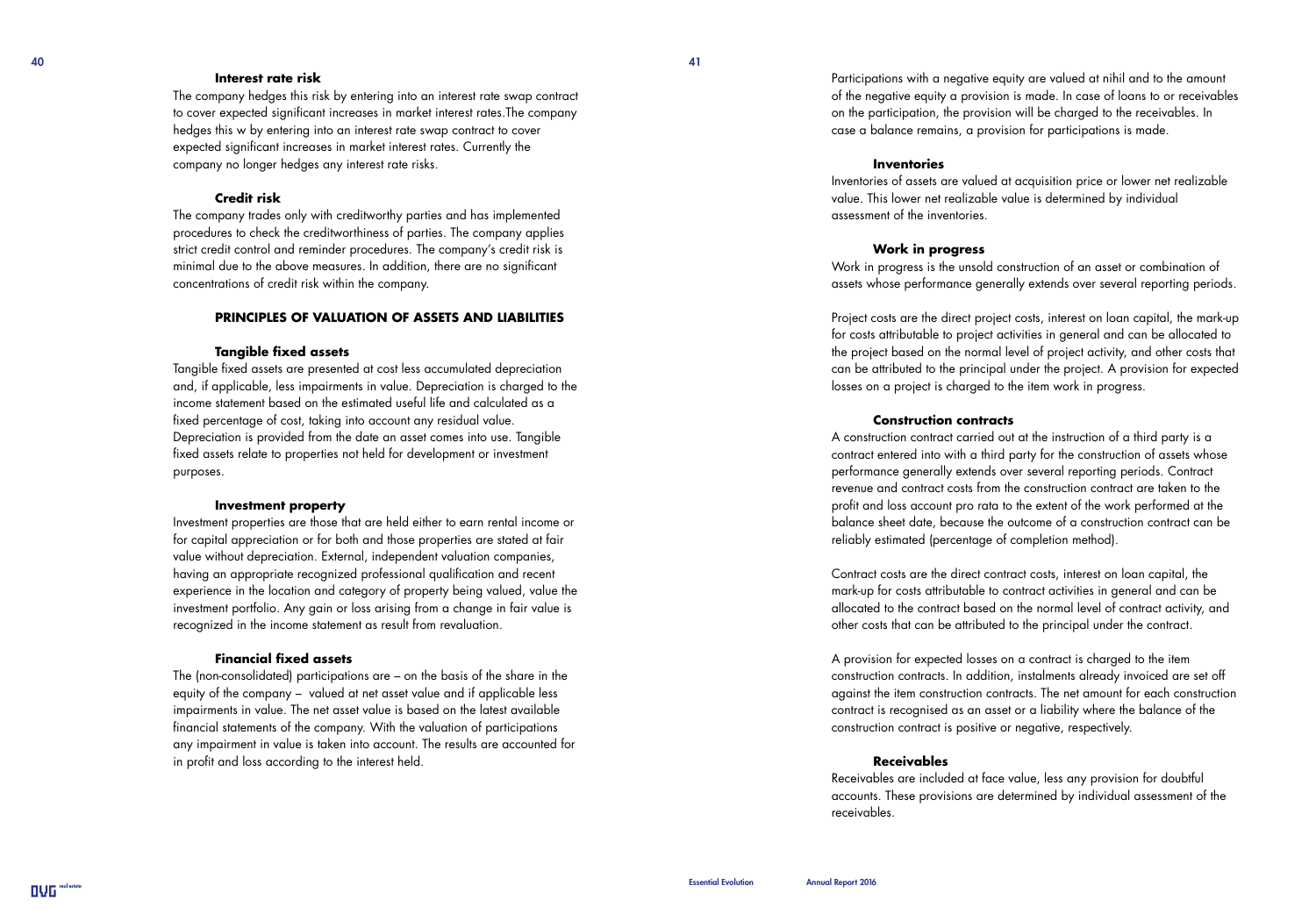### Interest rate risk

The company hedges this risk by entering into an interest rate swap contract to cover expected significant increases in market interest rates.The company hedges this w by entering into an interest rate swap contract to cover expected significant increases in market interest rates. Currently the company no longer hedges any interest rate risks.

### Credit risk

The company trades only with creditworthy parties and has implemented procedures to check the creditworthiness of parties. The company applies strict credit control and reminder procedures. The company's credit risk is minimal due to the above measures. In addition, there are no significant concentrations of credit risk within the company.

## PRINCIPLES OF VALUATION OF ASSETS AND LIABILITIES

### Tangible fixed assets

Tangible fixed assets are presented at cost less accumulated depreciation and, if applicable, less impairments in value. Depreciation is charged to the income statement based on the estimated useful life and calculated as a fixed percentage of cost, taking into account any residual value. Depreciation is provided from the date an asset comes into use. Tangible fixed assets relate to properties not held for development or investment purposes.

### Investment property

Investment properties are those that are held either to earn rental income or for capital appreciation or for both and those properties are stated at fair value without depreciation. External, independent valuation companies, having an appropriate recognized professional qualification and recent experience in the location and category of property being valued, value the investment portfolio. Any gain or loss arising from a change in fair value is recognized in the income statement as result from revaluation.

### Financial fixed assets

The (non-consolidated) participations are – on the basis of the share in the equity of the company – valued at net asset value and if applicable less impairments in value. The net asset value is based on the latest available financial statements of the company. With the valuation of participations any impairment in value is taken into account. The results are accounted for in profit and loss according to the interest held.

Participations with a negative equity are valued at nihil and to the amount of the negative equity a provision is made. In case of loans to or receivables on the participation, the provision will be charged to the receivables. In case a balance remains, a provision for participations is made.

### Inventories

Inventories of assets are valued at acquisition price or lower net realizable value. This lower net realizable value is determined by individual assessment of the inventories.

### Work in progress

Work in progress is the unsold construction of an asset or combination of assets whose performance generally extends over several reporting periods.

Project costs are the direct project costs, interest on loan capital, the mark-up for costs attributable to project activities in general and can be allocated to the project based on the normal level of project activity, and other costs that can be attributed to the principal under the project. A provision for expected losses on a project is charged to the item work in progress.

### Construction contracts

A construction contract carried out at the instruction of a third party is a contract entered into with a third party for the construction of assets whose performance generally extends over several reporting periods. Contract revenue and contract costs from the construction contract are taken to the profit and loss account pro rata to the extent of the work performed at the balance sheet date, because the outcome of a construction contract can be reliably estimated (percentage of completion method).

Contract costs are the direct contract costs, interest on loan capital, the mark-up for costs attributable to contract activities in general and can be allocated to the contract based on the normal level of contract activity, and other costs that can be attributed to the principal under the contract.

A provision for expected losses on a contract is charged to the item construction contracts. In addition, instalments already invoiced are set off against the item construction contracts. The net amount for each construction contract is recognised as an asset or a liability where the balance of the construction contract is positive or negative, respectively.

### Receivables

Receivables are included at face value, less any provision for doubtful accounts. These provisions are determined by individual assessment of the receivables.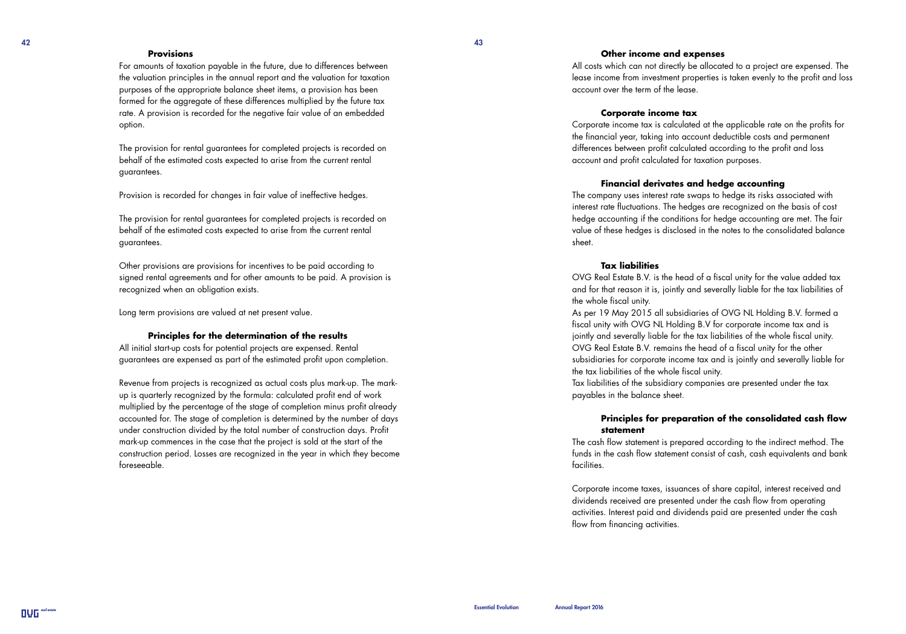### Provisions

For amounts of taxation payable in the future, due to differences between the valuation principles in the annual report and the valuation for taxation purposes of the appropriate balance sheet items, a provision has been formed for the aggregate of these differences multiplied by the future tax rate. A provision is recorded for the negative fair value of an embedded option.

The provision for rental guarantees for completed projects is recorded on behalf of the estimated costs expected to arise from the current rental guarantees.

Provision is recorded for changes in fair value of ineffective hedges.

The provision for rental guarantees for completed projects is recorded on behalf of the estimated costs expected to arise from the current rental guarantees.

Other provisions are provisions for incentives to be paid according to signed rental agreements and for other amounts to be paid. A provision is recognized when an obligation exists.

Long term provisions are valued at net present value.

### Principles for the determination of the results

All initial start-up costs for potential projects are expensed. Rental guarantees are expensed as part of the estimated profit upon completion.

Revenue from projects is recognized as actual costs plus mark-up. The mark-up is quarterly recognized by the formula: calculated profit end of work multiplied by the percentage of the stage of completion minus profit already accounted for. The stage of completion is determined by the number of days under construction divided by the total number of construction days. Profit mark-up commences in the case that the project is sold at the start of the construction period. Losses are recognized in the year in which they become foreseeable.

### Other income and expenses

All costs which can not directly be allocated to a project are expensed. The lease income from investment properties is taken evenly to the profit and loss account over the term of the lease.

### Corporate income tax

Corporate income tax is calculated at the applicable rate on the profits for the financial year, taking into account deductible costs and permanent differences between profit calculated according to the profit and loss account and profit calculated for taxation purposes.

### Financial derivates and hedge accounting

The company uses interest rate swaps to hedge its risks associated with interest rate fluctuations. The hedges are recognized on the basis of cost hedge accounting if the conditions for hedge accounting are met. The fair value of these hedges is disclosed in the notes to the consolidated balance sheet.

### Tax liabilities

OVG Real Estate B.V. is the head of a fiscal unity for the value added tax and for that reason it is, jointly and severally liable for the tax liabilities of the whole fiscal unity.
As per 19 May 2015 all subsidiaries of OVG NL Holding B.V. formed a fiscal unity with OVG NL Holding B.V for corporate income tax and is jointly and severally liable for the tax liabilities of the whole fiscal unity.
OVG Real Estate B.V. remains the head of a fiscal unity for the other subsidiaries for corporate income tax and is jointly and severally liable for the tax liabilities of the whole fiscal unity.
Tax liabilities of the subsidiary companies are presented under the tax payables in the balance sheet.

### Principles for preparation of the consolidated cash flow statement

The cash flow statement is prepared according to the indirect method. The funds in the cash flow statement consist of cash, cash equivalents and bank facilities.

Corporate income taxes, issuances of share capital, interest received and dividends received are presented under the cash flow from operating activities. Interest paid and dividends paid are presented under the cash flow from financing activities.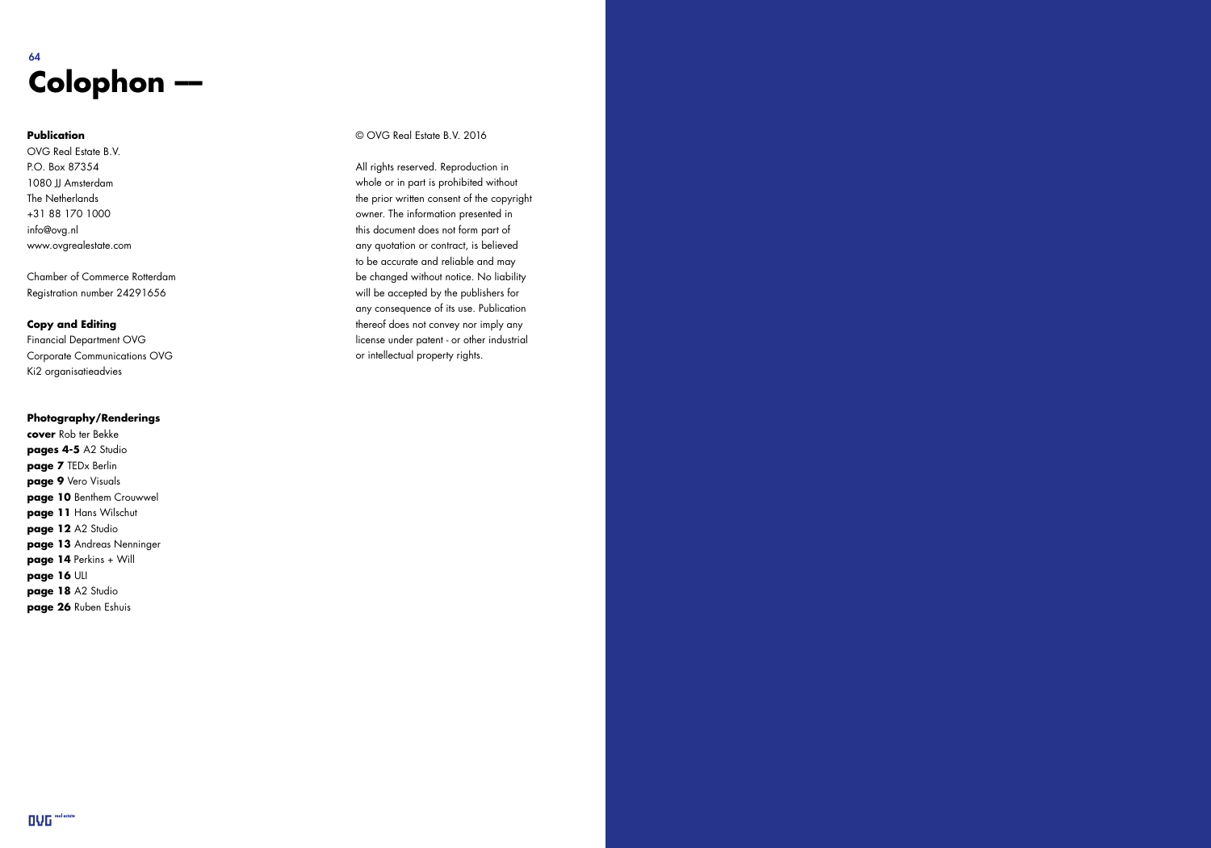# Colophon —

**Publication**
OVG Real Estate B.V.
P.O. Box 87354
1080 JJ Amsterdam
The Netherlands
+31 88 170 1000
info@ovg.nl
www.ovgrealestate.com

Chamber of Commerce Rotterdam
Registration number 24291656

**Copy and Editing**
Financial Department OVG
Corporate Communications OVG
Ki2 organisatieadvies

**Photography/Renderings**
**cover** Rob ter Bekke
**pages 4-5** A2 Studio
**page 7** TEDx Berlin
**page 9** Vero Visuals
**page 10** Benthem Crouwwel
**page 11** Hans Wilschut
**page 12** A2 Studio
**page 13** Andreas Nenninger
**page 14** Perkins + Will
**page 16** ULI
**page 18** A2 Studio
**page 26** Ruben Eshuis

© OVG Real Estate B.V. 2016

All rights reserved. Reproduction in whole or in part is prohibited without the prior written consent of the copyright owner. The information presented in this document does not form part of any quotation or contract, is believed to be accurate and reliable and may be changed without notice. No liability will be accepted by the publishers for any consequence of its use. Publication thereof does not convey nor imply any license under patent - or other industrial or intellectual property rights.